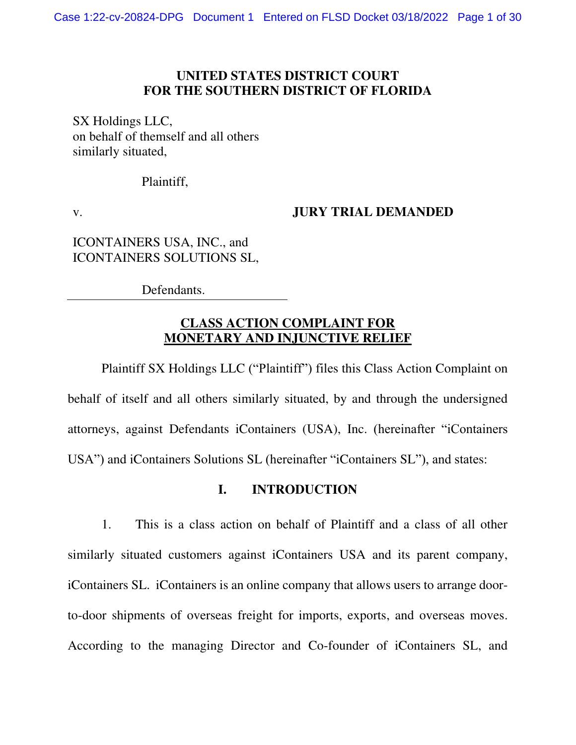**UNITED STATES DISTRICT COURT**
**FOR THE SOUTHERN DISTRICT OF FLORIDA**

SX Holdings LLC,
on behalf of themself and all others
similarly situated,

Plaintiff,

v.

**JURY TRIAL DEMANDED**

ICONTAINERS USA, INC., and
ICONTAINERS SOLUTIONS SL,

Defendants.

---

**CLASS ACTION COMPLAINT FOR MONETARY AND INJUNCTIVE RELIEF**

Plaintiff SX Holdings LLC ("Plaintiff") files this Class Action Complaint on behalf of itself and all others similarly situated, by and through the undersigned attorneys, against Defendants iContainers (USA), Inc. (hereinafter "iContainers USA") and iContainers Solutions SL (hereinafter "iContainers SL"), and states:

## I. INTRODUCTION

1. This is a class action on behalf of Plaintiff and a class of all other similarly situated customers against iContainers USA and its parent company, iContainers SL. iContainers is an online company that allows users to arrange door-to-door shipments of overseas freight for imports, exports, and overseas moves. According to the managing Director and Co-founder of iContainers SL, and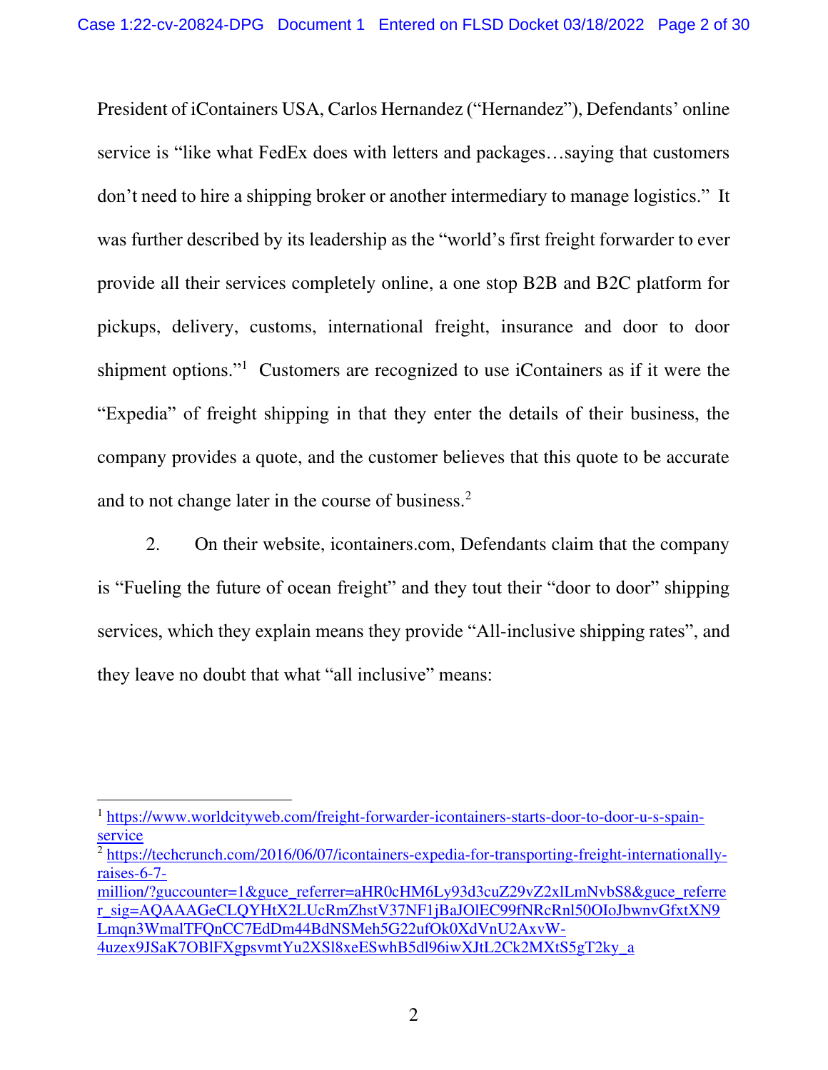President of iContainers USA, Carlos Hernandez ("Hernandez"), Defendants' online service is "like what FedEx does with letters and packages…saying that customers don't need to hire a shipping broker or another intermediary to manage logistics." It was further described by its leadership as the "world's first freight forwarder to ever provide all their services completely online, a one stop B2B and B2C platform for pickups, delivery, customs, international freight, insurance and door to door shipment options."[1] Customers are recognized to use iContainers as if it were the "Expedia" of freight shipping in that they enter the details of their business, the company provides a quote, and the customer believes that this quote to be accurate and to not change later in the course of business.[2]

2. On their website, icontainers.com, Defendants claim that the company is "Fueling the future of ocean freight" and they tout their "door to door" shipping services, which they explain means they provide "All-inclusive shipping rates", and they leave no doubt that what "all inclusive" means:

---

[1] https://www.worldcityweb.com/freight-forwarder-icontainers-starts-door-to-door-u-s-spain-service

[2] https://techcrunch.com/2016/06/07/icontainers-expedia-for-transporting-freight-internationally-raises-6-7-million/?guccounter=1&guce_referrer=aHR0cHM6Ly93d3cuZ29vZ2xlLmNvbS8&guce_referrer_sig=AQAAAGeCLQYHtX2LUcRmZhstV37NF1jBaJOlEC99fNRcRnl50OIoJbwnvGfxtXN9Lmqn3WmalTFQnCC7EdDm44BdNSMeh5G22ufOk0XdVnU2AxvW-4uzex9JSaK7OBlFXgpsvmtYu2XSl8xeESwhB5dl96iwXJtL2Ck2MXtS5gT2ky_a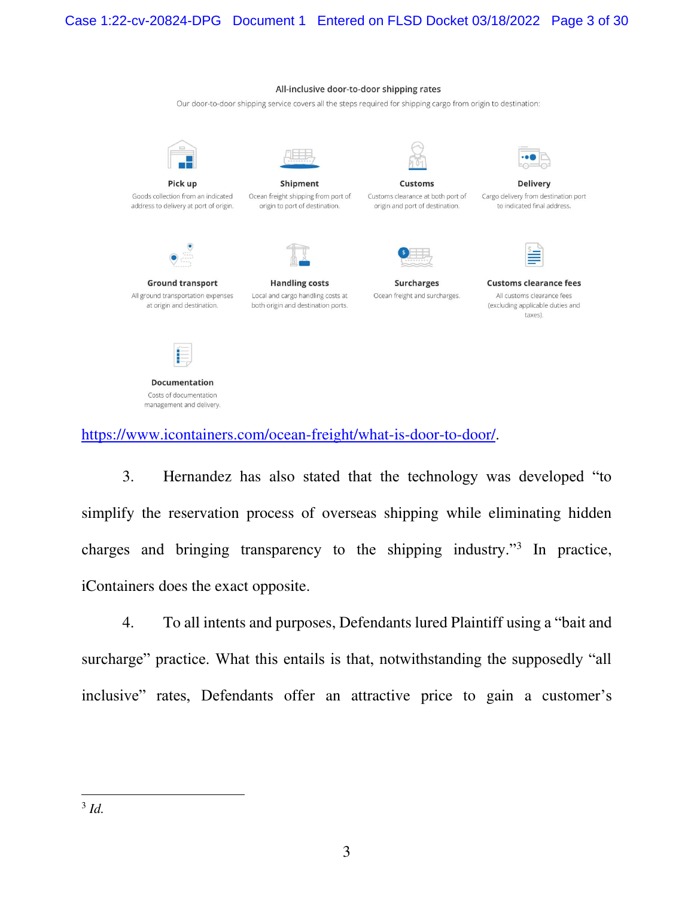All-inclusive door-to-door shipping rates

Our door-to-door shipping service covers all the steps required for shipping cargo from origin to destination:

**Pick up**
Goods collection from an indicated address to delivery at port of origin.

**Shipment**
Ocean freight shipping from port of origin to port of destination.

**Customs**
Customs clearance at both port of origin and port of destination.

**Delivery**
Cargo delivery from destination port to indicated final address.

**Ground transport**
All ground transportation expenses at origin and destination.

**Handling costs**
Local and cargo handling costs at both origin and destination ports.

**Surcharges**
Ocean freight and surcharges.

**Customs clearance fees**
All customs clearance fees (excluding applicable duties and taxes).

**Documentation**
Costs of documentation management and delivery.

https://www.icontainers.com/ocean-freight/what-is-door-to-door/.

3. Hernandez has also stated that the technology was developed "to simplify the reservation process of overseas shipping while eliminating hidden charges and bringing transparency to the shipping industry."[3] In practice, iContainers does the exact opposite.

4. To all intents and purposes, Defendants lured Plaintiff using a "bait and surcharge" practice. What this entails is that, notwithstanding the supposedly "all inclusive" rates, Defendants offer an attractive price to gain a customer's

---

[3] *Id.*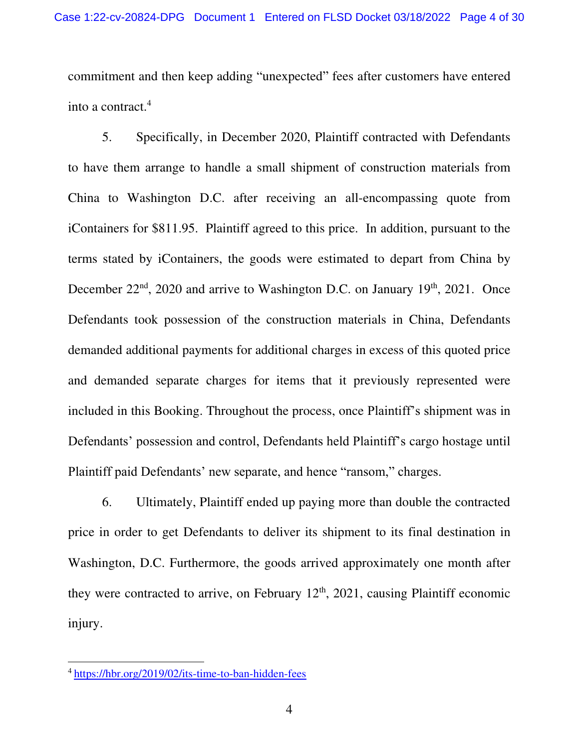commitment and then keep adding "unexpected" fees after customers have entered into a contract.[4]

5. Specifically, in December 2020, Plaintiff contracted with Defendants to have them arrange to handle a small shipment of construction materials from China to Washington D.C. after receiving an all-encompassing quote from iContainers for $811.95. Plaintiff agreed to this price. In addition, pursuant to the terms stated by iContainers, the goods were estimated to depart from China by December 22nd, 2020 and arrive to Washington D.C. on January 19th, 2021. Once Defendants took possession of the construction materials in China, Defendants demanded additional payments for additional charges in excess of this quoted price and demanded separate charges for items that it previously represented were included in this Booking. Throughout the process, once Plaintiff's shipment was in Defendants' possession and control, Defendants held Plaintiff's cargo hostage until Plaintiff paid Defendants' new separate, and hence "ransom," charges.

6. Ultimately, Plaintiff ended up paying more than double the contracted price in order to get Defendants to deliver its shipment to its final destination in Washington, D.C. Furthermore, the goods arrived approximately one month after they were contracted to arrive, on February 12th, 2021, causing Plaintiff economic injury.

---

[4] https://hbr.org/2019/02/its-time-to-ban-hidden-fees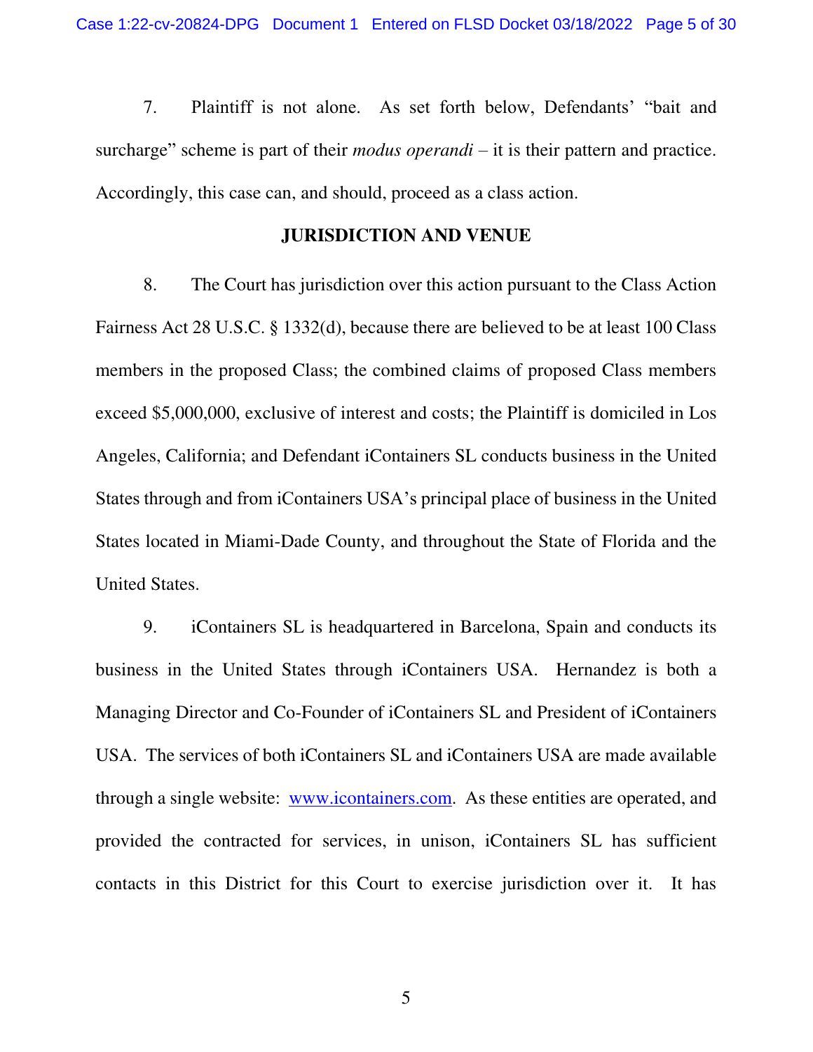7. Plaintiff is not alone. As set forth below, Defendants' "bait and surcharge" scheme is part of their *modus operandi* – it is their pattern and practice. Accordingly, this case can, and should, proceed as a class action.

## JURISDICTION AND VENUE

8. The Court has jurisdiction over this action pursuant to the Class Action Fairness Act 28 U.S.C. § 1332(d), because there are believed to be at least 100 Class members in the proposed Class; the combined claims of proposed Class members exceed $5,000,000, exclusive of interest and costs; the Plaintiff is domiciled in Los Angeles, California; and Defendant iContainers SL conducts business in the United States through and from iContainers USA's principal place of business in the United States located in Miami-Dade County, and throughout the State of Florida and the United States.

9. iContainers SL is headquartered in Barcelona, Spain and conducts its business in the United States through iContainers USA. Hernandez is both a Managing Director and Co-Founder of iContainers SL and President of iContainers USA. The services of both iContainers SL and iContainers USA are made available through a single website: [www.icontainers.com](www.icontainers.com). As these entities are operated, and provided the contracted for services, in unison, iContainers SL has sufficient contacts in this District for this Court to exercise jurisdiction over it. It has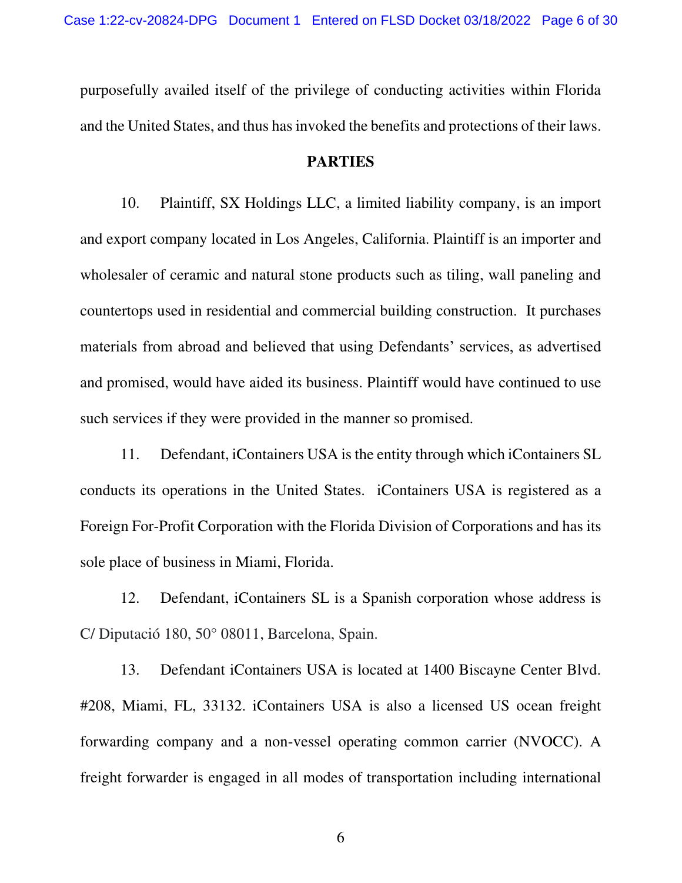purposefully availed itself of the privilege of conducting activities within Florida and the United States, and thus has invoked the benefits and protections of their laws.

## PARTIES

10. Plaintiff, SX Holdings LLC, a limited liability company, is an import and export company located in Los Angeles, California. Plaintiff is an importer and wholesaler of ceramic and natural stone products such as tiling, wall paneling and countertops used in residential and commercial building construction. It purchases materials from abroad and believed that using Defendants' services, as advertised and promised, would have aided its business. Plaintiff would have continued to use such services if they were provided in the manner so promised.

11. Defendant, iContainers USA is the entity through which iContainers SL conducts its operations in the United States. iContainers USA is registered as a Foreign For-Profit Corporation with the Florida Division of Corporations and has its sole place of business in Miami, Florida.

12. Defendant, iContainers SL is a Spanish corporation whose address is C/ Diputació 180, 50° 08011, Barcelona, Spain.

13. Defendant iContainers USA is located at 1400 Biscayne Center Blvd. #208, Miami, FL, 33132. iContainers USA is also a licensed US ocean freight forwarding company and a non-vessel operating common carrier (NVOCC). A freight forwarder is engaged in all modes of transportation including international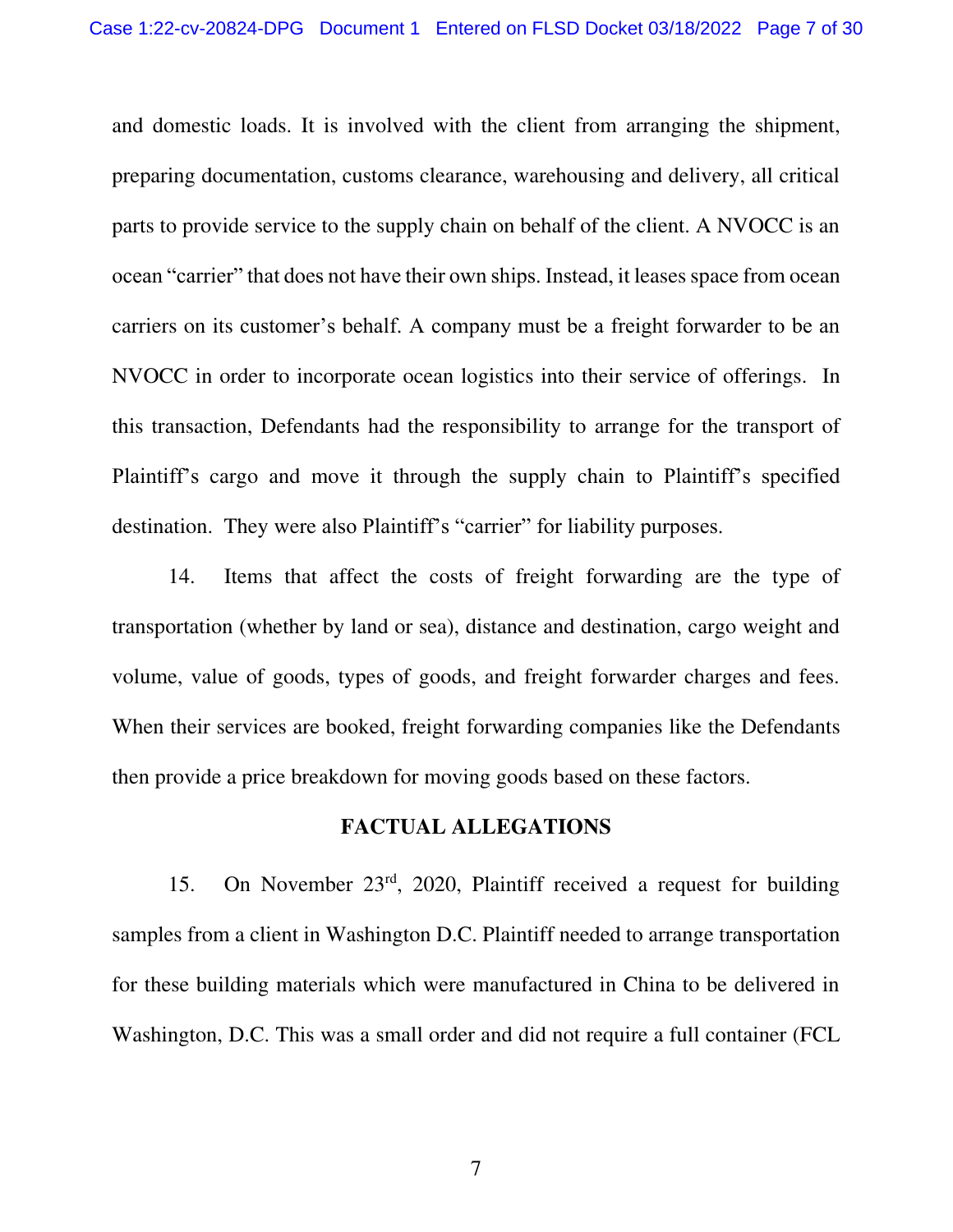and domestic loads. It is involved with the client from arranging the shipment, preparing documentation, customs clearance, warehousing and delivery, all critical parts to provide service to the supply chain on behalf of the client. A NVOCC is an ocean "carrier" that does not have their own ships. Instead, it leases space from ocean carriers on its customer's behalf. A company must be a freight forwarder to be an NVOCC in order to incorporate ocean logistics into their service of offerings. In this transaction, Defendants had the responsibility to arrange for the transport of Plaintiff's cargo and move it through the supply chain to Plaintiff's specified destination. They were also Plaintiff's "carrier" for liability purposes.

14. Items that affect the costs of freight forwarding are the type of transportation (whether by land or sea), distance and destination, cargo weight and volume, value of goods, types of goods, and freight forwarder charges and fees. When their services are booked, freight forwarding companies like the Defendants then provide a price breakdown for moving goods based on these factors.

## FACTUAL ALLEGATIONS

15. On November 23rd, 2020, Plaintiff received a request for building samples from a client in Washington D.C. Plaintiff needed to arrange transportation for these building materials which were manufactured in China to be delivered in Washington, D.C. This was a small order and did not require a full container (FCL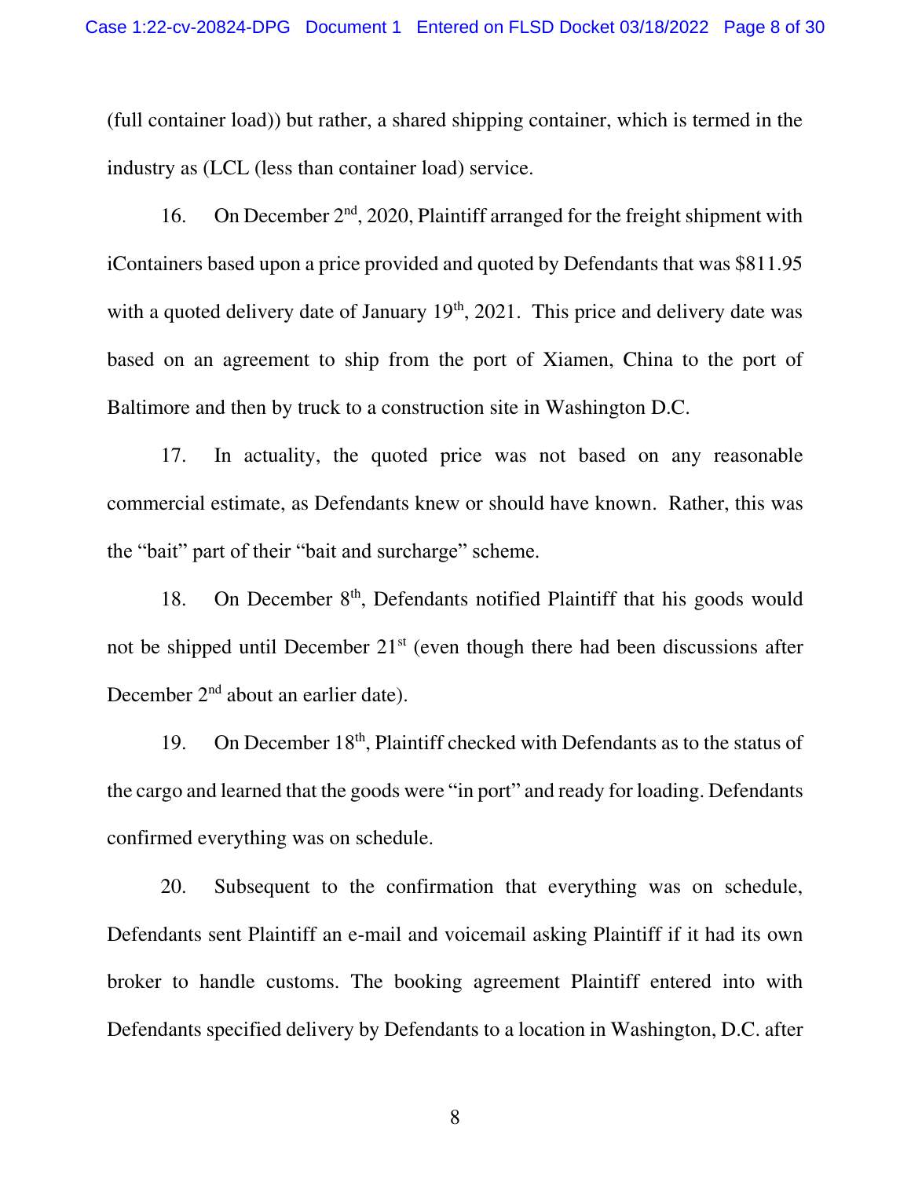(full container load)) but rather, a shared shipping container, which is termed in the industry as (LCL (less than container load) service.

16. On December 2nd, 2020, Plaintiff arranged for the freight shipment with iContainers based upon a price provided and quoted by Defendants that was $811.95 with a quoted delivery date of January 19th, 2021. This price and delivery date was based on an agreement to ship from the port of Xiamen, China to the port of Baltimore and then by truck to a construction site in Washington D.C.

17. In actuality, the quoted price was not based on any reasonable commercial estimate, as Defendants knew or should have known. Rather, this was the "bait" part of their "bait and surcharge" scheme.

18. On December 8th, Defendants notified Plaintiff that his goods would not be shipped until December 21st (even though there had been discussions after December 2nd about an earlier date).

19. On December 18th, Plaintiff checked with Defendants as to the status of the cargo and learned that the goods were "in port" and ready for loading. Defendants confirmed everything was on schedule.

20. Subsequent to the confirmation that everything was on schedule, Defendants sent Plaintiff an e-mail and voicemail asking Plaintiff if it had its own broker to handle customs. The booking agreement Plaintiff entered into with Defendants specified delivery by Defendants to a location in Washington, D.C. after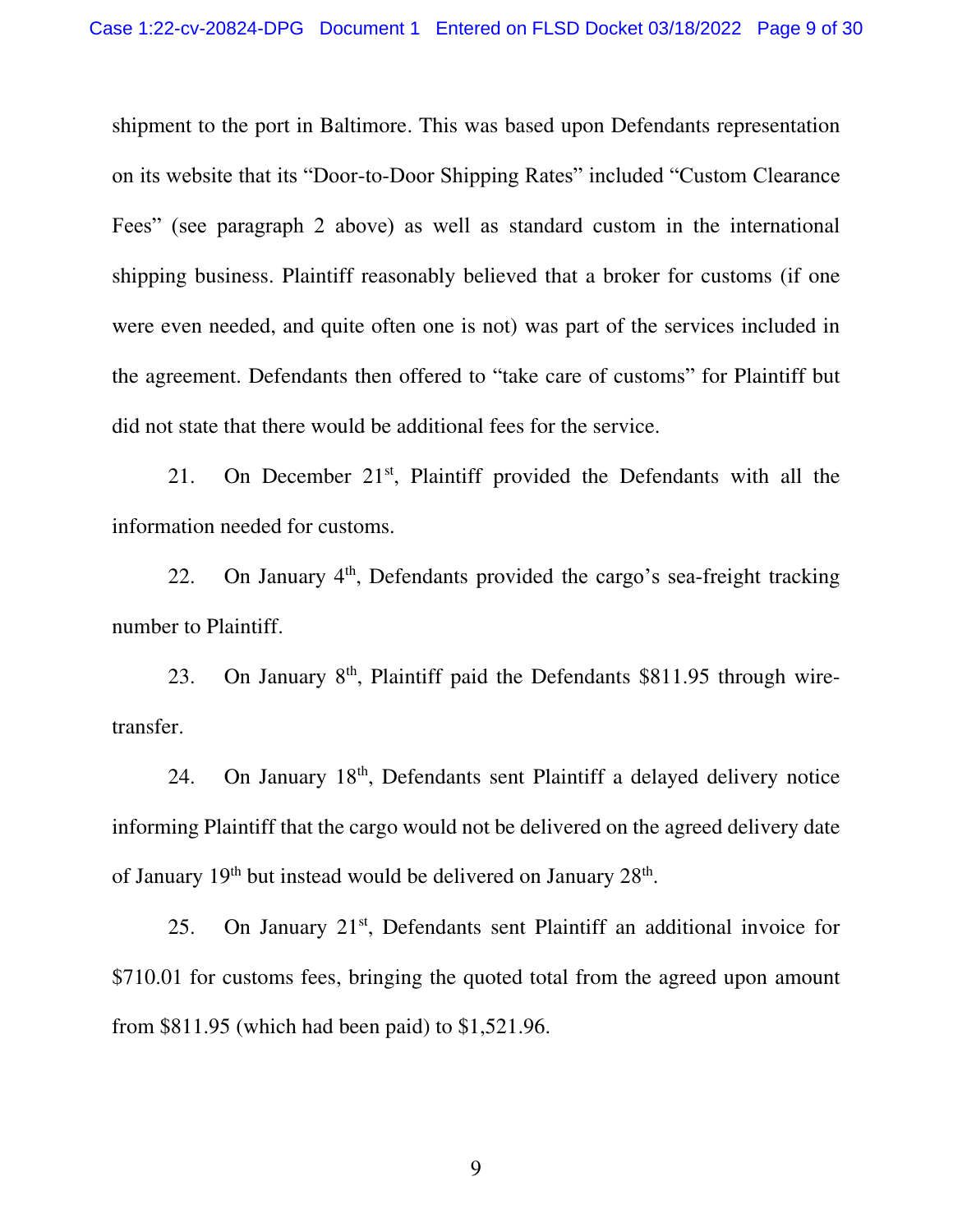shipment to the port in Baltimore. This was based upon Defendants representation on its website that its "Door-to-Door Shipping Rates" included "Custom Clearance Fees" (see paragraph 2 above) as well as standard custom in the international shipping business. Plaintiff reasonably believed that a broker for customs (if one were even needed, and quite often one is not) was part of the services included in the agreement. Defendants then offered to "take care of customs" for Plaintiff but did not state that there would be additional fees for the service.

21. On December 21st, Plaintiff provided the Defendants with all the information needed for customs.

22. On January 4th, Defendants provided the cargo's sea-freight tracking number to Plaintiff.

23. On January 8th, Plaintiff paid the Defendants $811.95 through wire-transfer.

24. On January 18th, Defendants sent Plaintiff a delayed delivery notice informing Plaintiff that the cargo would not be delivered on the agreed delivery date of January 19th but instead would be delivered on January 28th.

25. On January 21st, Defendants sent Plaintiff an additional invoice for $710.01 for customs fees, bringing the quoted total from the agreed upon amount from $811.95 (which had been paid) to $1,521.96.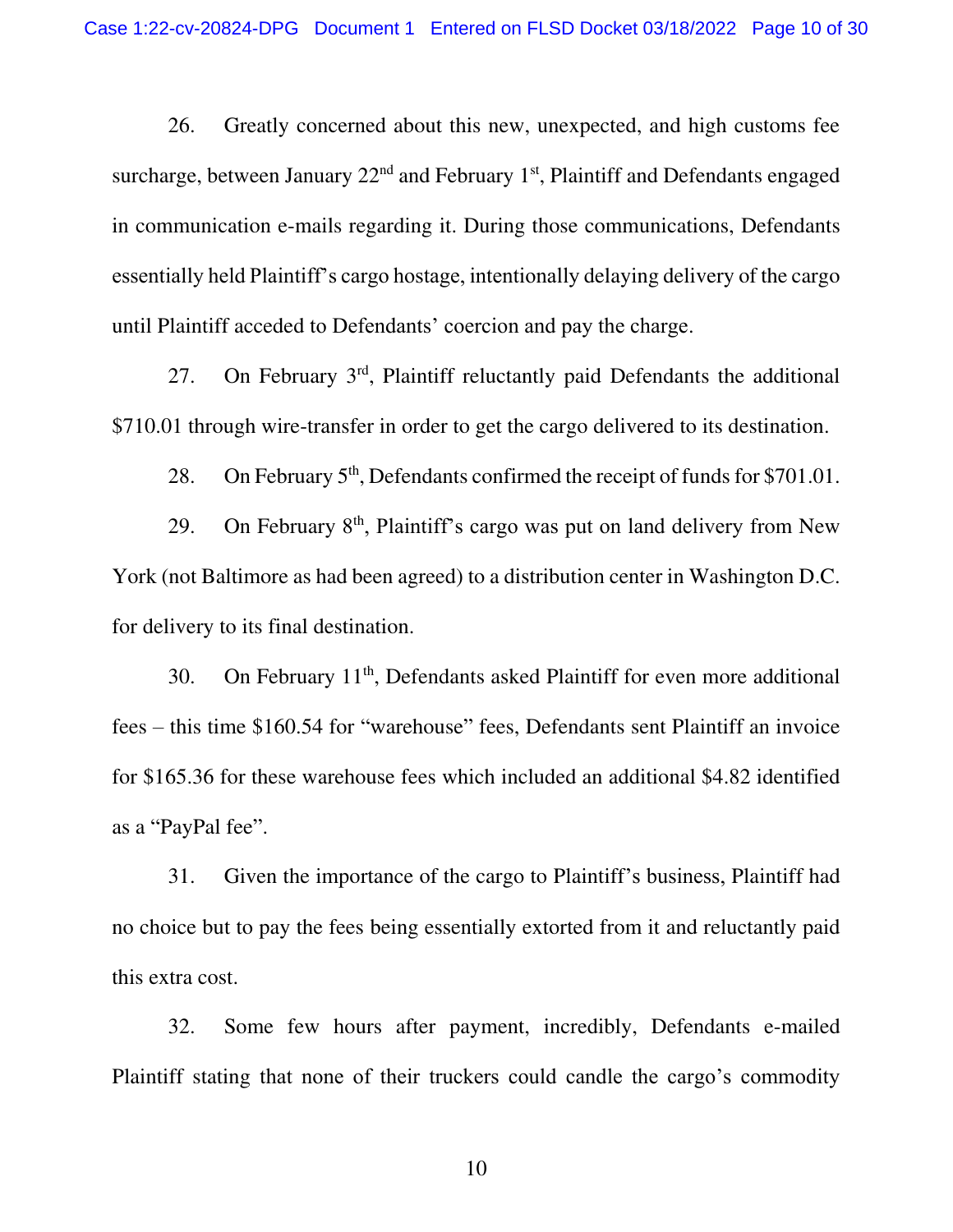26. Greatly concerned about this new, unexpected, and high customs fee surcharge, between January 22nd and February 1st, Plaintiff and Defendants engaged in communication e-mails regarding it. During those communications, Defendants essentially held Plaintiff's cargo hostage, intentionally delaying delivery of the cargo until Plaintiff acceded to Defendants' coercion and pay the charge.

27. On February 3rd, Plaintiff reluctantly paid Defendants the additional $710.01 through wire-transfer in order to get the cargo delivered to its destination.

28. On February 5th, Defendants confirmed the receipt of funds for $701.01.

29. On February 8th, Plaintiff's cargo was put on land delivery from New York (not Baltimore as had been agreed) to a distribution center in Washington D.C. for delivery to its final destination.

30. On February 11th, Defendants asked Plaintiff for even more additional fees – this time $160.54 for "warehouse" fees, Defendants sent Plaintiff an invoice for $165.36 for these warehouse fees which included an additional $4.82 identified as a "PayPal fee".

31. Given the importance of the cargo to Plaintiff's business, Plaintiff had no choice but to pay the fees being essentially extorted from it and reluctantly paid this extra cost.

32. Some few hours after payment, incredibly, Defendants e-mailed Plaintiff stating that none of their truckers could candle the cargo's commodity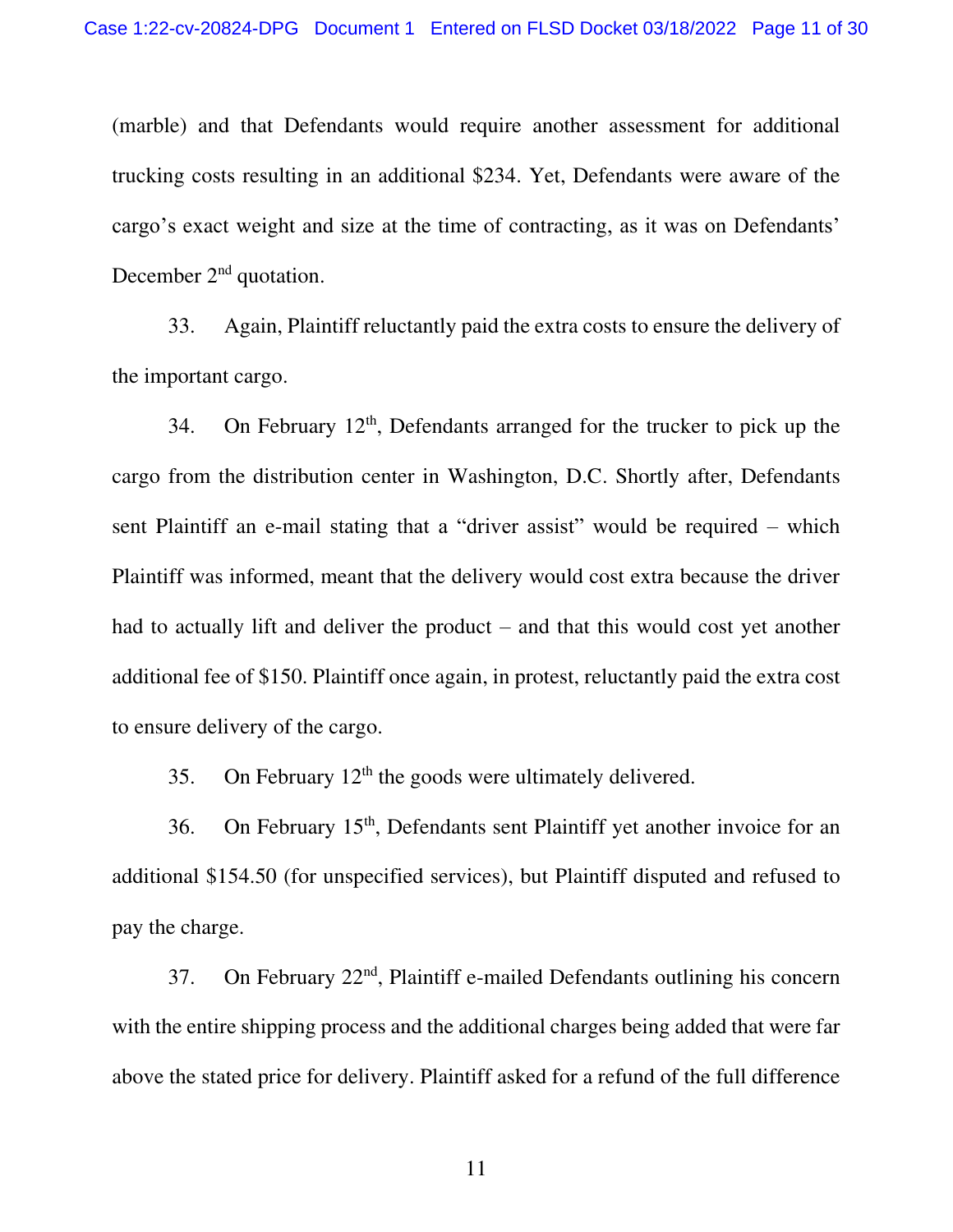(marble) and that Defendants would require another assessment for additional trucking costs resulting in an additional $234. Yet, Defendants were aware of the cargo's exact weight and size at the time of contracting, as it was on Defendants' December 2nd quotation.

33. Again, Plaintiff reluctantly paid the extra costs to ensure the delivery of the important cargo.

34. On February 12th, Defendants arranged for the trucker to pick up the cargo from the distribution center in Washington, D.C. Shortly after, Defendants sent Plaintiff an e-mail stating that a "driver assist" would be required – which Plaintiff was informed, meant that the delivery would cost extra because the driver had to actually lift and deliver the product – and that this would cost yet another additional fee of $150. Plaintiff once again, in protest, reluctantly paid the extra cost to ensure delivery of the cargo.

35. On February 12th the goods were ultimately delivered.

36. On February 15th, Defendants sent Plaintiff yet another invoice for an additional $154.50 (for unspecified services), but Plaintiff disputed and refused to pay the charge.

37. On February 22nd, Plaintiff e-mailed Defendants outlining his concern with the entire shipping process and the additional charges being added that were far above the stated price for delivery. Plaintiff asked for a refund of the full difference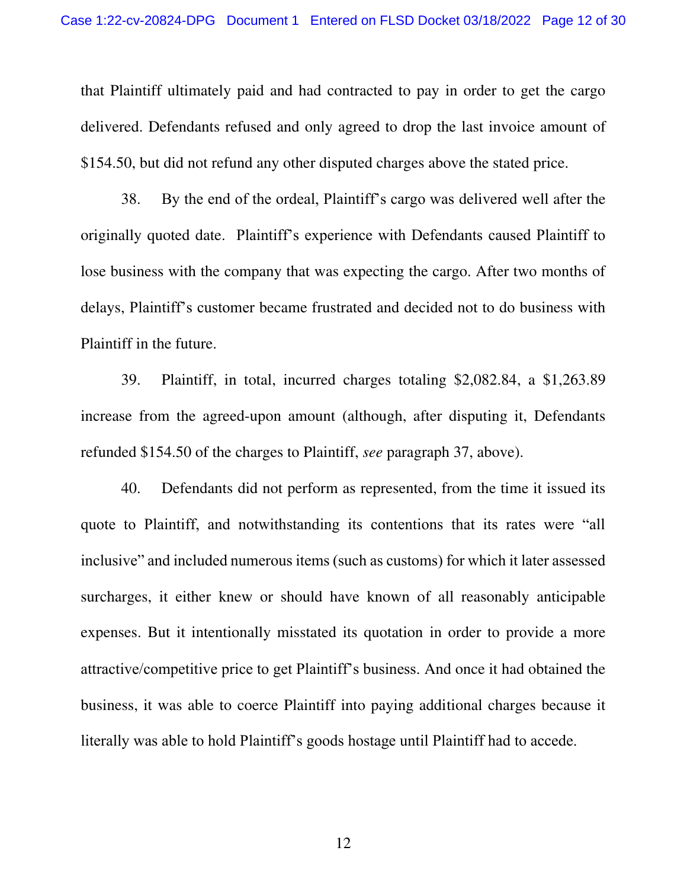that Plaintiff ultimately paid and had contracted to pay in order to get the cargo delivered. Defendants refused and only agreed to drop the last invoice amount of $154.50, but did not refund any other disputed charges above the stated price.

38. By the end of the ordeal, Plaintiff's cargo was delivered well after the originally quoted date. Plaintiff's experience with Defendants caused Plaintiff to lose business with the company that was expecting the cargo. After two months of delays, Plaintiff's customer became frustrated and decided not to do business with Plaintiff in the future.

39. Plaintiff, in total, incurred charges totaling $2,082.84, a $1,263.89 increase from the agreed-upon amount (although, after disputing it, Defendants refunded $154.50 of the charges to Plaintiff, *see* paragraph 37, above).

40. Defendants did not perform as represented, from the time it issued its quote to Plaintiff, and notwithstanding its contentions that its rates were "all inclusive" and included numerous items (such as customs) for which it later assessed surcharges, it either knew or should have known of all reasonably anticipable expenses. But it intentionally misstated its quotation in order to provide a more attractive/competitive price to get Plaintiff's business. And once it had obtained the business, it was able to coerce Plaintiff into paying additional charges because it literally was able to hold Plaintiff's goods hostage until Plaintiff had to accede.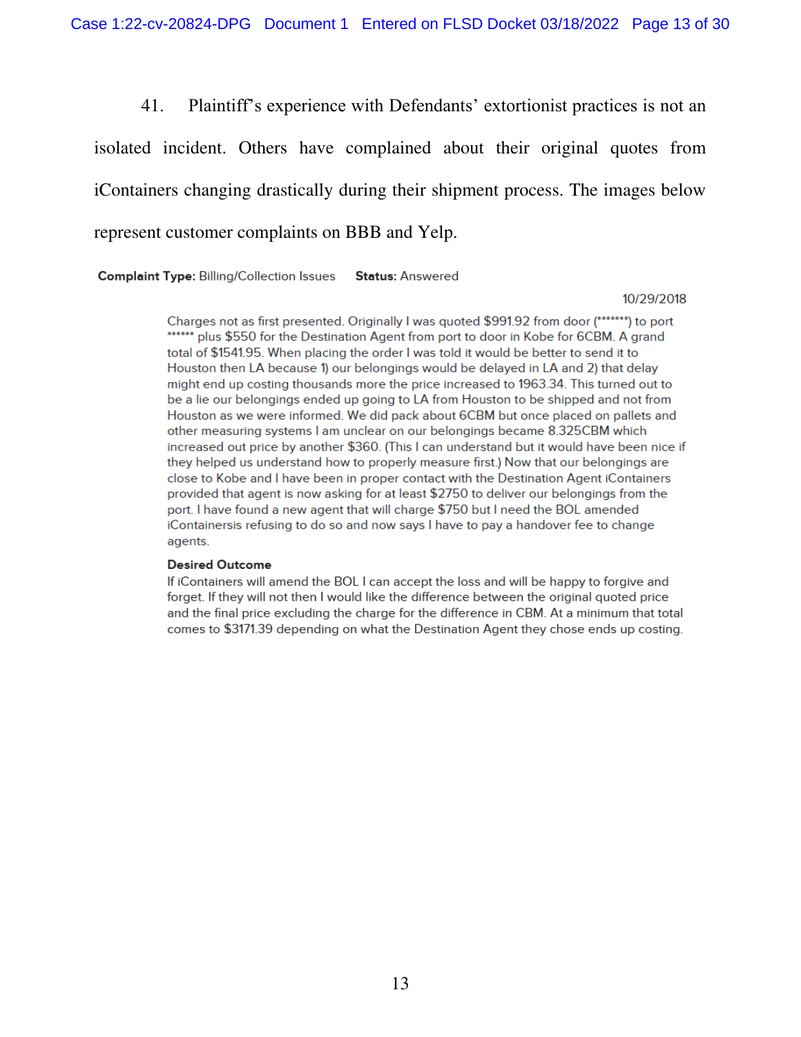41. Plaintiff's experience with Defendants' extortionist practices is not an isolated incident. Others have complained about their original quotes from iContainers changing drastically during their shipment process. The images below represent customer complaints on BBB and Yelp.

**Complaint Type:** Billing/Collection Issues **Status:** Answered

10/29/2018

Charges not as first presented. Originally I was quoted $991.92 from door (*******) to port ****** plus $550 for the Destination Agent from port to door in Kobe for 6CBM. A grand total of $1541.95. When placing the order I was told it would be better to send it to Houston then LA because 1) our belongings would be delayed in LA and 2) that delay might end up costing thousands more the price increased to 1963.34. This turned out to be a lie our belongings ended up going to LA from Houston to be shipped and not from Houston as we were informed. We did pack about 6CBM but once placed on pallets and other measuring systems I am unclear on our belongings became 8.325CBM which increased out price by another $360. (This I can understand but it would have been nice if they helped us understand how to properly measure first.) Now that our belongings are close to Kobe and I have been in proper contact with the Destination Agent iContainers provided that agent is now asking for at least $2750 to deliver our belongings from the port. I have found a new agent that will charge $750 but I need the BOL amended iContainersis refusing to do so and now says I have to pay a handover fee to change agents.

**Desired Outcome**

If iContainers will amend the BOL I can accept the loss and will be happy to forgive and forget. If they will not then I would like the difference between the original quoted price and the final price excluding the charge for the difference in CBM. At a minimum that total comes to $3171.39 depending on what the Destination Agent they chose ends up costing.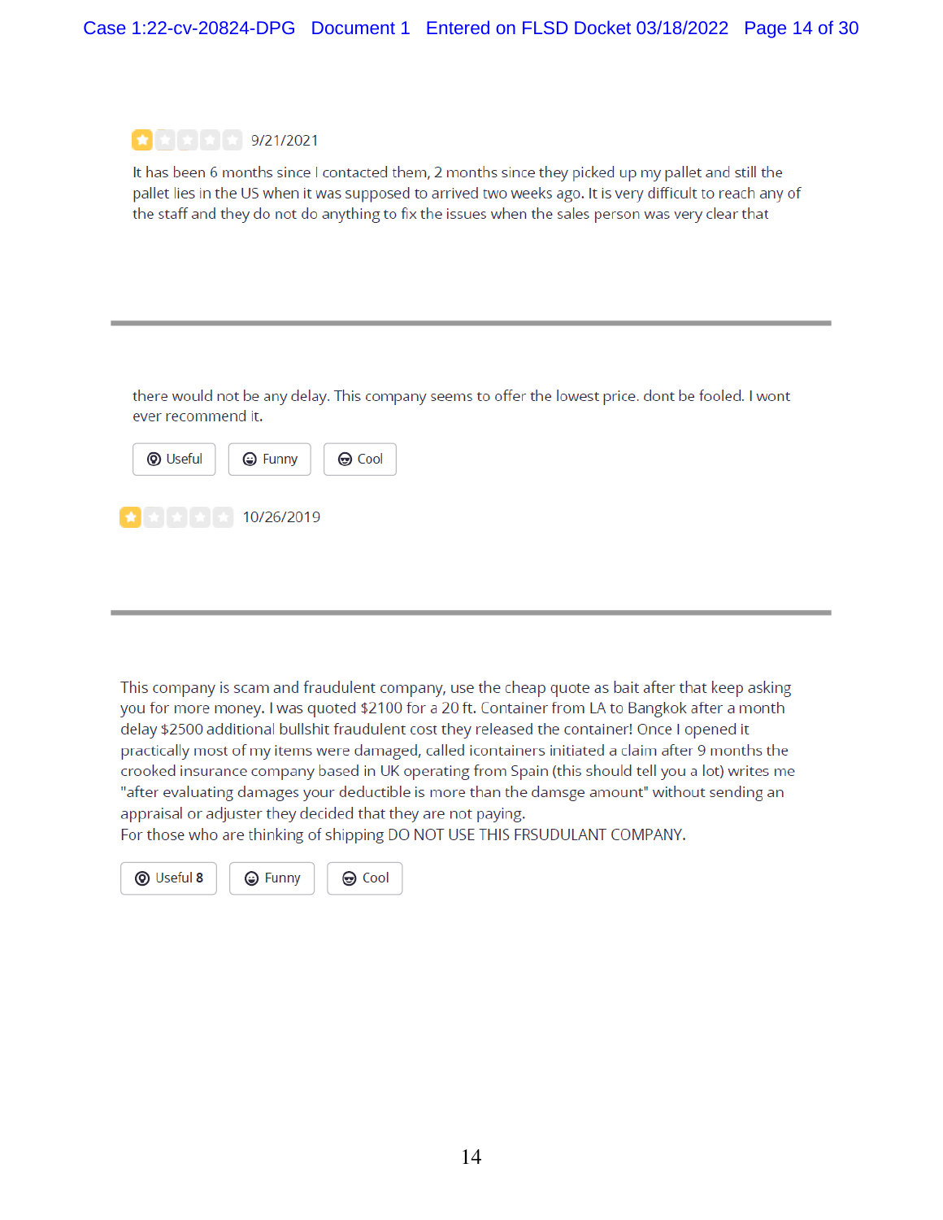★☆☆☆☆ 9/21/2021

It has been 6 months since I contacted them, 2 months since they picked up my pallet and still the pallet lies in the US when it was supposed to arrived two weeks ago. It is very difficult to reach any of the staff and they do not do anything to fix the issues when the sales person was very clear that

---

there would not be any delay. This company seems to offer the lowest price. dont be fooled. I wont ever recommend it.

Useful | Funny | Cool

★☆☆☆☆ 10/26/2019

---

This company is scam and fraudulent company, use the cheap quote as bait after that keep asking you for more money. I was quoted $2100 for a 20 ft. Container from LA to Bangkok after a month delay $2500 additional bullshit fraudulent cost they released the container! Once I opened it practically most of my items were damaged, called icontainers initiated a claim after 9 months the crooked insurance company based in UK operating from Spain (this should tell you a lot) writes me "after evaluating damages your deductible is more than the damsge amount" without sending an appraisal or adjuster they decided that they are not paying.
For those who are thinking of shipping DO NOT USE THIS FRSUDULANT COMPANY.

Useful **8** | Funny | Cool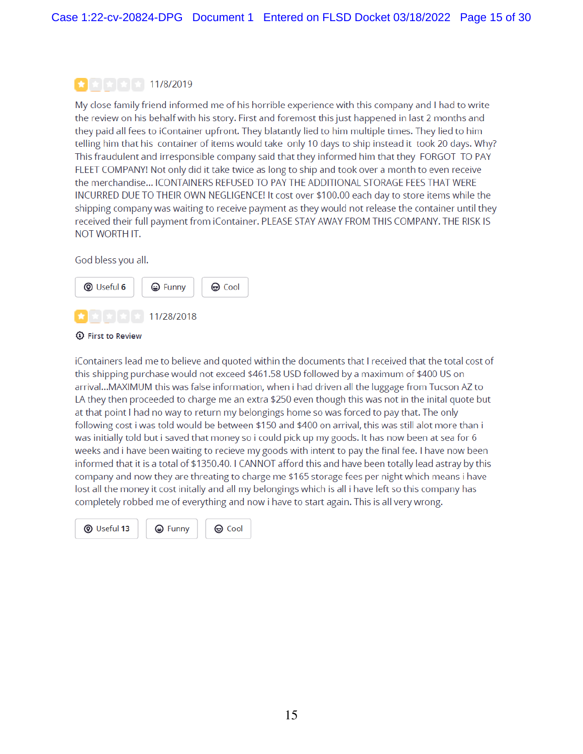11/8/2019

My close family friend informed me of his horrible experience with this company and I had to write the review on his behalf with his story. First and foremost this just happened in last 2 months and they paid all fees to iContainer upfront. They blatantly lied to him multiple times. They lied to him telling him that his container of items would take only 10 days to ship instead it took 20 days. Why? This fraudulent and irresponsible company said that they informed him that they FORGOT TO PAY FLEET COMPANY! Not only did it take twice as long to ship and took over a month to even receive the merchandise... ICONTAINERS REFUSED TO PAY THE ADDITIONAL STORAGE FEES THAT WERE INCURRED DUE TO THEIR OWN NEGLIGENCE! It cost over $100.00 each day to store items while the shipping company was waiting to receive payment as they would not release the container until they received their full payment from iContainer. PLEASE STAY AWAY FROM THIS COMPANY. THE RISK IS NOT WORTH IT.

God bless you all.

Useful 6 | Funny | Cool

11/28/2018

First to Review

iContainers lead me to believe and quoted within the documents that I received that the total cost of this shipping purchase would not exceed $461.58 USD followed by a maximum of $400 US on arrival...MAXIMUM this was false information, when i had driven all the luggage from Tucson AZ to LA they then proceeded to charge me an extra $250 even though this was not in the inital quote but at that point I had no way to return my belongings home so was forced to pay that. The only following cost i was told would be between $150 and $400 on arrival, this was still alot more than i was initially told but i saved that money so i could pick up my goods. It has now been at sea for 6 weeks and i have been waiting to recieve my goods with intent to pay the final fee. I have now been informed that it is a total of $1350.40. I CANNOT afford this and have been totally lead astray by this company and now they are threating to charge me $165 storage fees per night which means i have lost all the money it cost initally and all my belongings which is all i have left so this company has completely robbed me of everything and now i have to start again. This is all very wrong.

Useful 13 | Funny | Cool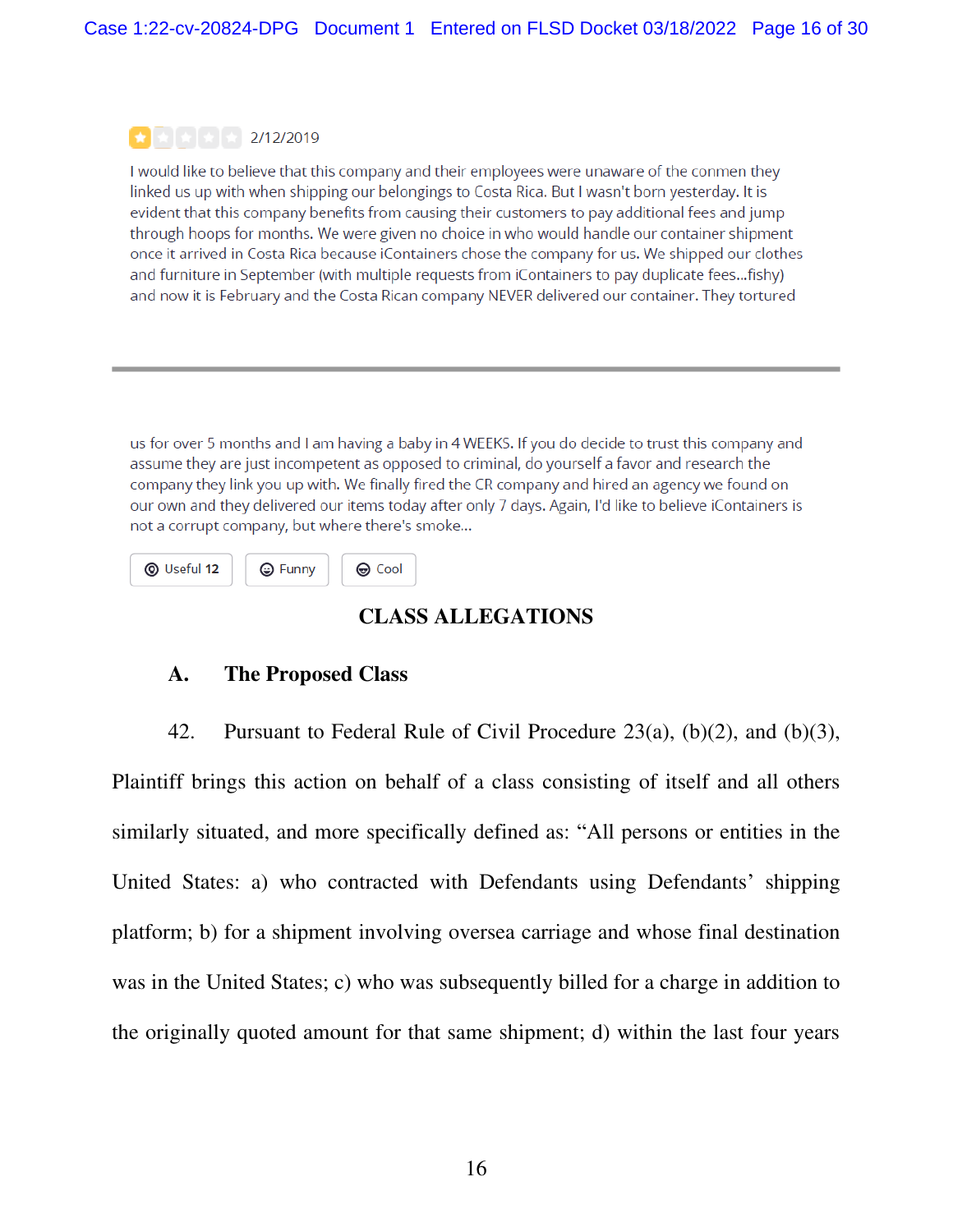2/12/2019

I would like to believe that this company and their employees were unaware of the conmen they linked us up with when shipping our belongings to Costa Rica. But I wasn't born yesterday. It is evident that this company benefits from causing their customers to pay additional fees and jump through hoops for months. We were given no choice in who would handle our container shipment once it arrived in Costa Rica because iContainers chose the company for us. We shipped our clothes and furniture in September (with multiple requests from iContainers to pay duplicate fees...fishy) and now it is February and the Costa Rican company NEVER delivered our container. They tortured

---

us for over 5 months and I am having a baby in 4 WEEKS. If you do decide to trust this company and assume they are just incompetent as opposed to criminal, do yourself a favor and research the company they link you up with. We finally fired the CR company and hired an agency we found on our own and they delivered our items today after only 7 days. Again, I'd like to believe iContainers is not a corrupt company, but where there's smoke...

Useful 12 | Funny | Cool

## CLASS ALLEGATIONS

### A. The Proposed Class

42. Pursuant to Federal Rule of Civil Procedure 23(a), (b)(2), and (b)(3), Plaintiff brings this action on behalf of a class consisting of itself and all others similarly situated, and more specifically defined as: "All persons or entities in the United States: a) who contracted with Defendants using Defendants' shipping platform; b) for a shipment involving oversea carriage and whose final destination was in the United States; c) who was subsequently billed for a charge in addition to the originally quoted amount for that same shipment; d) within the last four years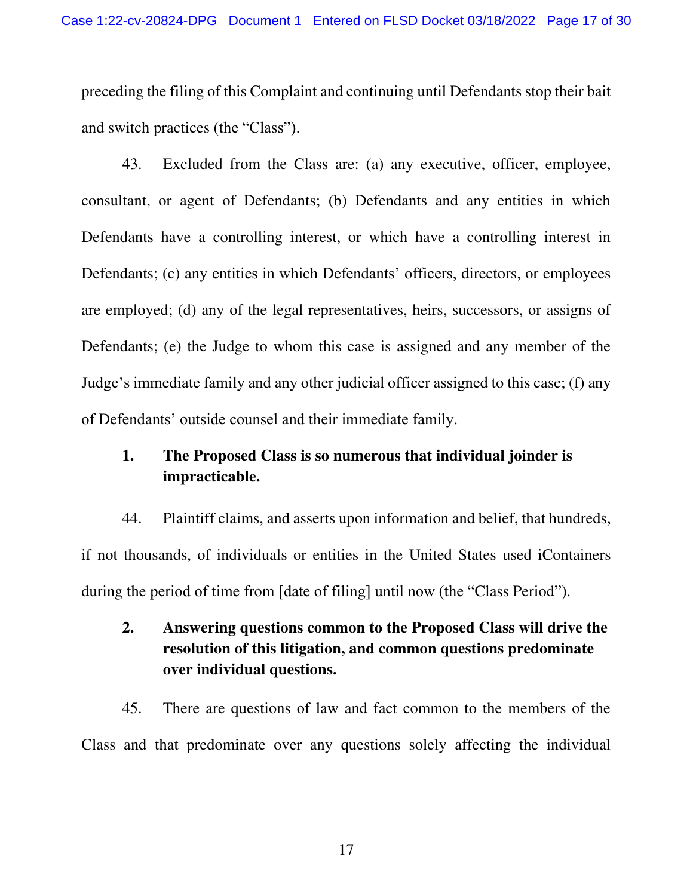preceding the filing of this Complaint and continuing until Defendants stop their bait and switch practices (the "Class").

43. Excluded from the Class are: (a) any executive, officer, employee, consultant, or agent of Defendants; (b) Defendants and any entities in which Defendants have a controlling interest, or which have a controlling interest in Defendants; (c) any entities in which Defendants' officers, directors, or employees are employed; (d) any of the legal representatives, heirs, successors, or assigns of Defendants; (e) the Judge to whom this case is assigned and any member of the Judge's immediate family and any other judicial officer assigned to this case; (f) any of Defendants' outside counsel and their immediate family.

### 1. The Proposed Class is so numerous that individual joinder is impracticable.

44. Plaintiff claims, and asserts upon information and belief, that hundreds, if not thousands, of individuals or entities in the United States used iContainers during the period of time from [date of filing] until now (the "Class Period").

### 2. Answering questions common to the Proposed Class will drive the resolution of this litigation, and common questions predominate over individual questions.

45. There are questions of law and fact common to the members of the Class and that predominate over any questions solely affecting the individual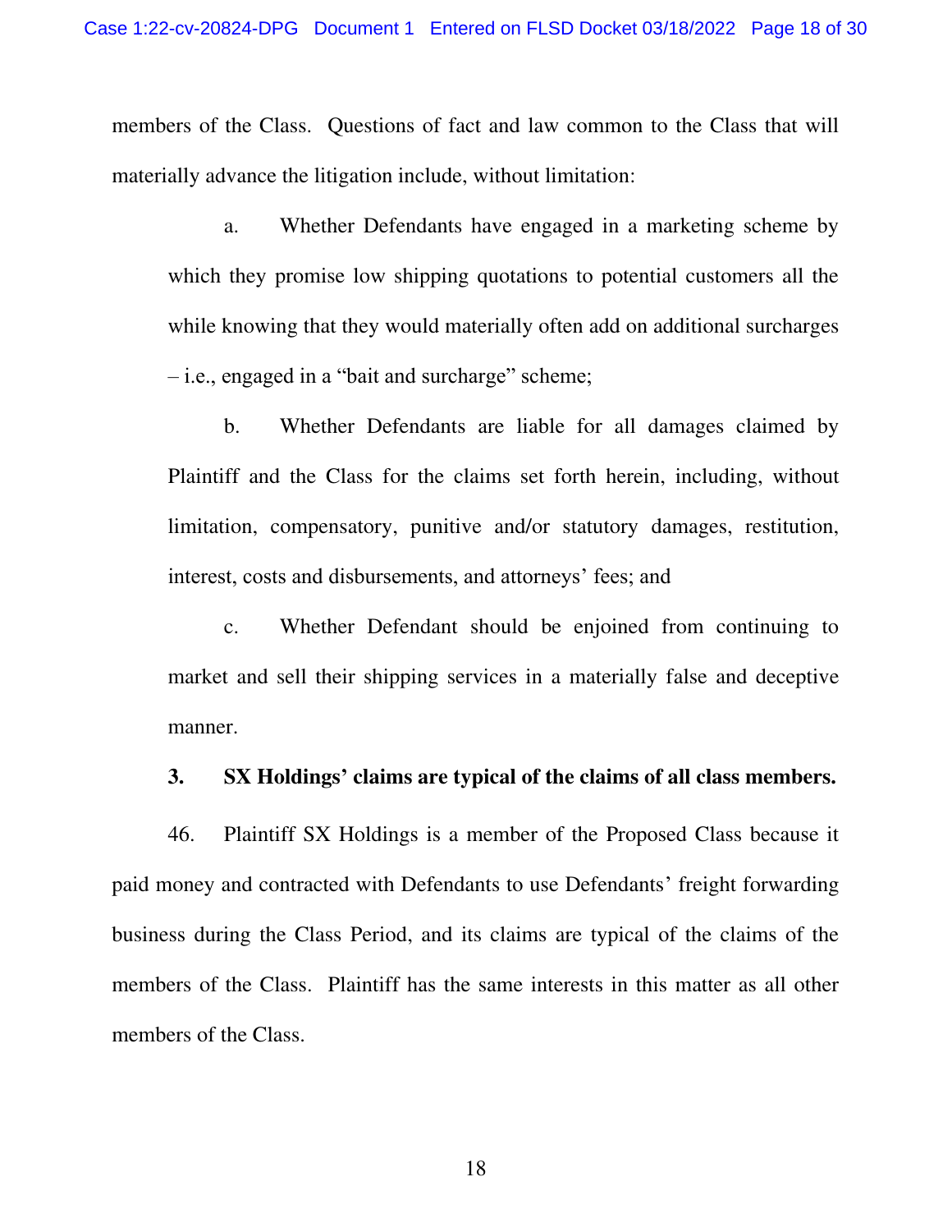members of the Class. Questions of fact and law common to the Class that will materially advance the litigation include, without limitation:

a. Whether Defendants have engaged in a marketing scheme by which they promise low shipping quotations to potential customers all the while knowing that they would materially often add on additional surcharges – i.e., engaged in a "bait and surcharge" scheme;

b. Whether Defendants are liable for all damages claimed by Plaintiff and the Class for the claims set forth herein, including, without limitation, compensatory, punitive and/or statutory damages, restitution, interest, costs and disbursements, and attorneys' fees; and

c. Whether Defendant should be enjoined from continuing to market and sell their shipping services in a materially false and deceptive manner.

**3. SX Holdings' claims are typical of the claims of all class members.**

46. Plaintiff SX Holdings is a member of the Proposed Class because it paid money and contracted with Defendants to use Defendants' freight forwarding business during the Class Period, and its claims are typical of the claims of the members of the Class. Plaintiff has the same interests in this matter as all other members of the Class.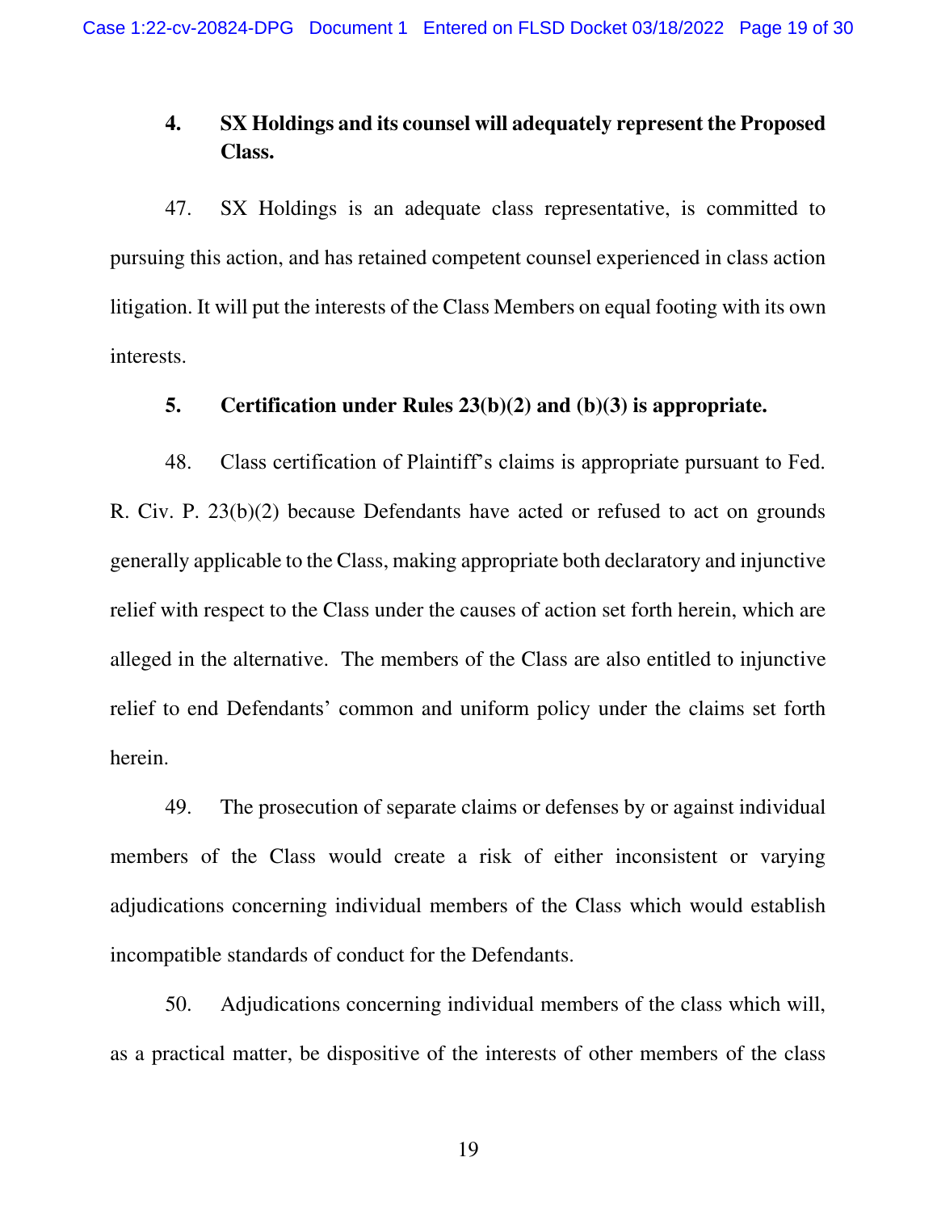### 4. SX Holdings and its counsel will adequately represent the Proposed Class.

47. SX Holdings is an adequate class representative, is committed to pursuing this action, and has retained competent counsel experienced in class action litigation. It will put the interests of the Class Members on equal footing with its own interests.

### 5. Certification under Rules 23(b)(2) and (b)(3) is appropriate.

48. Class certification of Plaintiff's claims is appropriate pursuant to Fed. R. Civ. P. 23(b)(2) because Defendants have acted or refused to act on grounds generally applicable to the Class, making appropriate both declaratory and injunctive relief with respect to the Class under the causes of action set forth herein, which are alleged in the alternative. The members of the Class are also entitled to injunctive relief to end Defendants' common and uniform policy under the claims set forth herein.

49. The prosecution of separate claims or defenses by or against individual members of the Class would create a risk of either inconsistent or varying adjudications concerning individual members of the Class which would establish incompatible standards of conduct for the Defendants.

50. Adjudications concerning individual members of the class which will, as a practical matter, be dispositive of the interests of other members of the class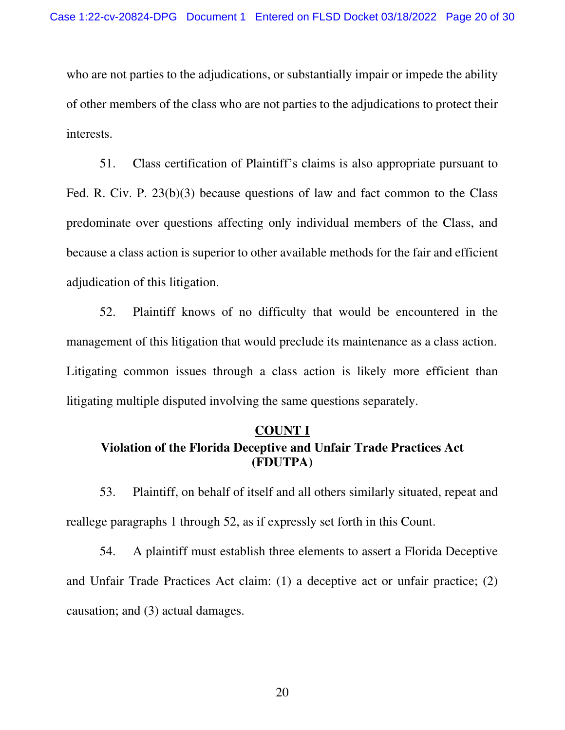who are not parties to the adjudications, or substantially impair or impede the ability of other members of the class who are not parties to the adjudications to protect their interests.

51. Class certification of Plaintiff's claims is also appropriate pursuant to Fed. R. Civ. P. 23(b)(3) because questions of law and fact common to the Class predominate over questions affecting only individual members of the Class, and because a class action is superior to other available methods for the fair and efficient adjudication of this litigation.

52. Plaintiff knows of no difficulty that would be encountered in the management of this litigation that would preclude its maintenance as a class action. Litigating common issues through a class action is likely more efficient than litigating multiple disputed involving the same questions separately.

## COUNT I
## Violation of the Florida Deceptive and Unfair Trade Practices Act (FDUTPA)

53. Plaintiff, on behalf of itself and all others similarly situated, repeat and reallege paragraphs 1 through 52, as if expressly set forth in this Count.

54. A plaintiff must establish three elements to assert a Florida Deceptive and Unfair Trade Practices Act claim: (1) a deceptive act or unfair practice; (2) causation; and (3) actual damages.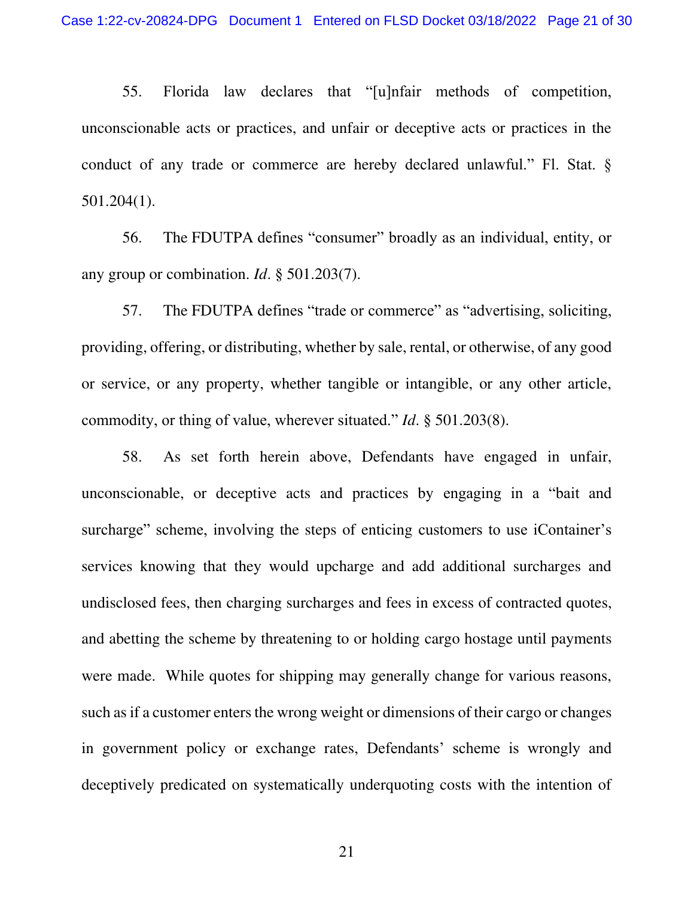55. Florida law declares that "[u]nfair methods of competition, unconscionable acts or practices, and unfair or deceptive acts or practices in the conduct of any trade or commerce are hereby declared unlawful." Fl. Stat. § 501.204(1).

56. The FDUTPA defines "consumer" broadly as an individual, entity, or any group or combination. *Id*. § 501.203(7).

57. The FDUTPA defines "trade or commerce" as "advertising, soliciting, providing, offering, or distributing, whether by sale, rental, or otherwise, of any good or service, or any property, whether tangible or intangible, or any other article, commodity, or thing of value, wherever situated." *Id*. § 501.203(8).

58. As set forth herein above, Defendants have engaged in unfair, unconscionable, or deceptive acts and practices by engaging in a "bait and surcharge" scheme, involving the steps of enticing customers to use iContainer's services knowing that they would upcharge and add additional surcharges and undisclosed fees, then charging surcharges and fees in excess of contracted quotes, and abetting the scheme by threatening to or holding cargo hostage until payments were made. While quotes for shipping may generally change for various reasons, such as if a customer enters the wrong weight or dimensions of their cargo or changes in government policy or exchange rates, Defendants' scheme is wrongly and deceptively predicated on systematically underquoting costs with the intention of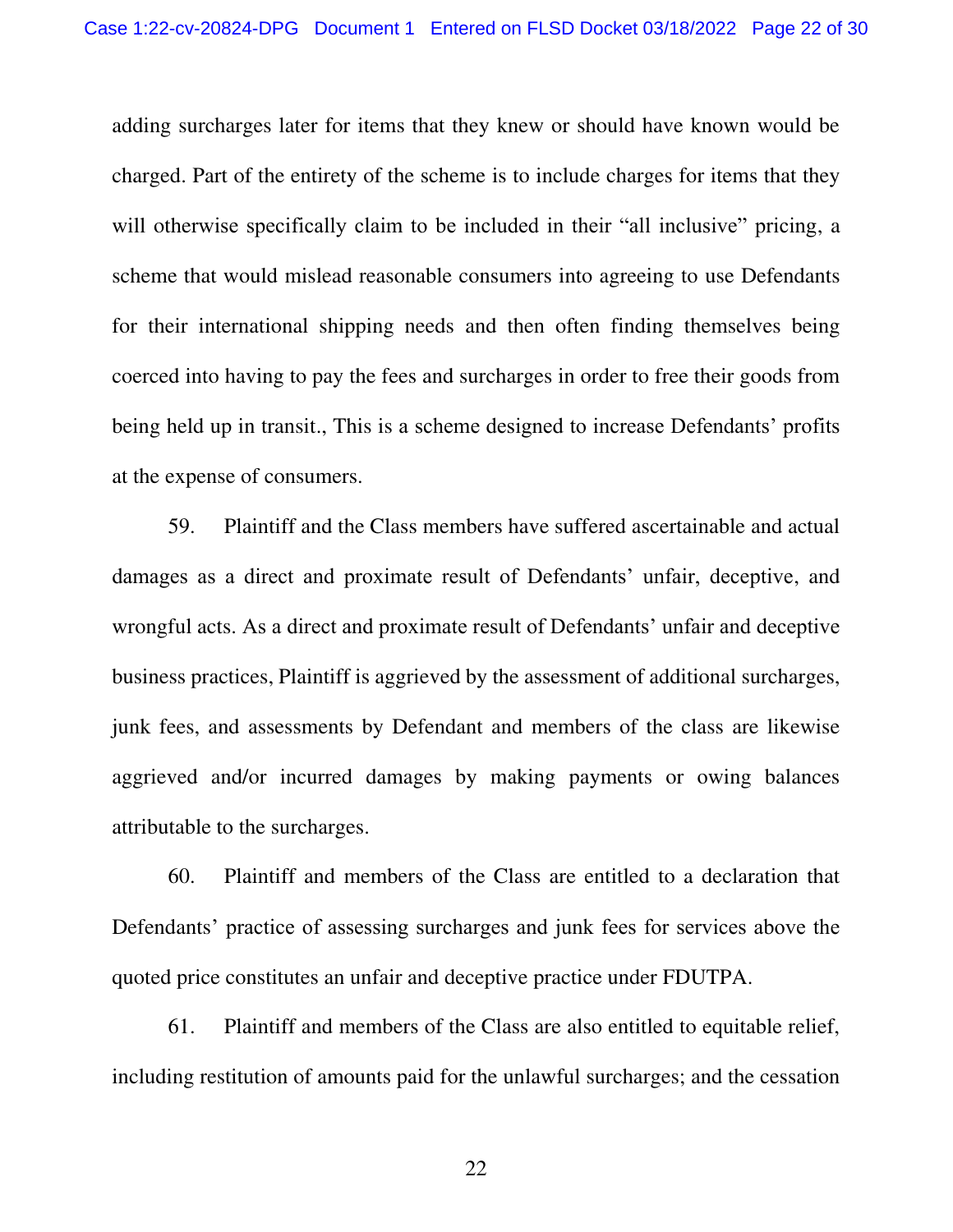adding surcharges later for items that they knew or should have known would be charged. Part of the entirety of the scheme is to include charges for items that they will otherwise specifically claim to be included in their "all inclusive" pricing, a scheme that would mislead reasonable consumers into agreeing to use Defendants for their international shipping needs and then often finding themselves being coerced into having to pay the fees and surcharges in order to free their goods from being held up in transit., This is a scheme designed to increase Defendants' profits at the expense of consumers.

59. Plaintiff and the Class members have suffered ascertainable and actual damages as a direct and proximate result of Defendants' unfair, deceptive, and wrongful acts. As a direct and proximate result of Defendants' unfair and deceptive business practices, Plaintiff is aggrieved by the assessment of additional surcharges, junk fees, and assessments by Defendant and members of the class are likewise aggrieved and/or incurred damages by making payments or owing balances attributable to the surcharges.

60. Plaintiff and members of the Class are entitled to a declaration that Defendants' practice of assessing surcharges and junk fees for services above the quoted price constitutes an unfair and deceptive practice under FDUTPA.

61. Plaintiff and members of the Class are also entitled to equitable relief, including restitution of amounts paid for the unlawful surcharges; and the cessation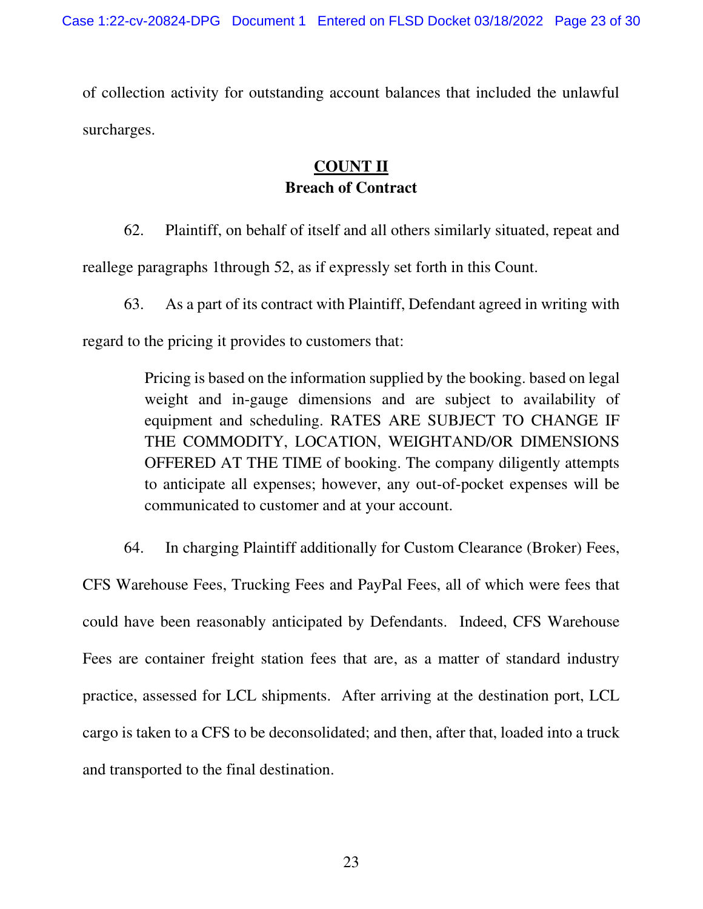of collection activity for outstanding account balances that included the unlawful surcharges.

## COUNT II
### Breach of Contract

62. Plaintiff, on behalf of itself and all others similarly situated, repeat and reallege paragraphs 1through 52, as if expressly set forth in this Count.

63. As a part of its contract with Plaintiff, Defendant agreed in writing with regard to the pricing it provides to customers that:

> Pricing is based on the information supplied by the booking. based on legal weight and in-gauge dimensions and are subject to availability of equipment and scheduling. RATES ARE SUBJECT TO CHANGE IF THE COMMODITY, LOCATION, WEIGHTAND/OR DIMENSIONS OFFERED AT THE TIME of booking. The company diligently attempts to anticipate all expenses; however, any out-of-pocket expenses will be communicated to customer and at your account.

64. In charging Plaintiff additionally for Custom Clearance (Broker) Fees, CFS Warehouse Fees, Trucking Fees and PayPal Fees, all of which were fees that could have been reasonably anticipated by Defendants. Indeed, CFS Warehouse Fees are container freight station fees that are, as a matter of standard industry practice, assessed for LCL shipments. After arriving at the destination port, LCL cargo is taken to a CFS to be deconsolidated; and then, after that, loaded into a truck and transported to the final destination.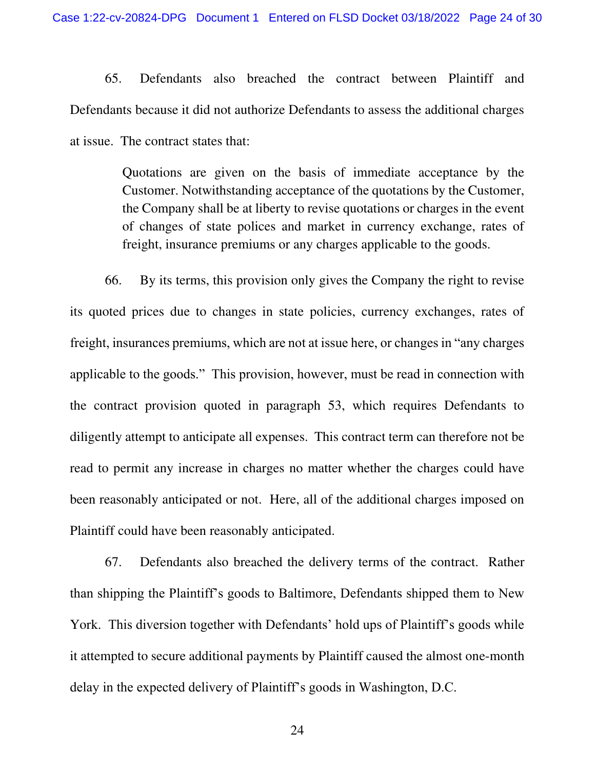65. Defendants also breached the contract between Plaintiff and Defendants because it did not authorize Defendants to assess the additional charges at issue. The contract states that:

> Quotations are given on the basis of immediate acceptance by the Customer. Notwithstanding acceptance of the quotations by the Customer, the Company shall be at liberty to revise quotations or charges in the event of changes of state polices and market in currency exchange, rates of freight, insurance premiums or any charges applicable to the goods.

66. By its terms, this provision only gives the Company the right to revise its quoted prices due to changes in state policies, currency exchanges, rates of freight, insurances premiums, which are not at issue here, or changes in "any charges applicable to the goods." This provision, however, must be read in connection with the contract provision quoted in paragraph 53, which requires Defendants to diligently attempt to anticipate all expenses. This contract term can therefore not be read to permit any increase in charges no matter whether the charges could have been reasonably anticipated or not. Here, all of the additional charges imposed on Plaintiff could have been reasonably anticipated.

67. Defendants also breached the delivery terms of the contract. Rather than shipping the Plaintiff's goods to Baltimore, Defendants shipped them to New York. This diversion together with Defendants' hold ups of Plaintiff's goods while it attempted to secure additional payments by Plaintiff caused the almost one-month delay in the expected delivery of Plaintiff's goods in Washington, D.C.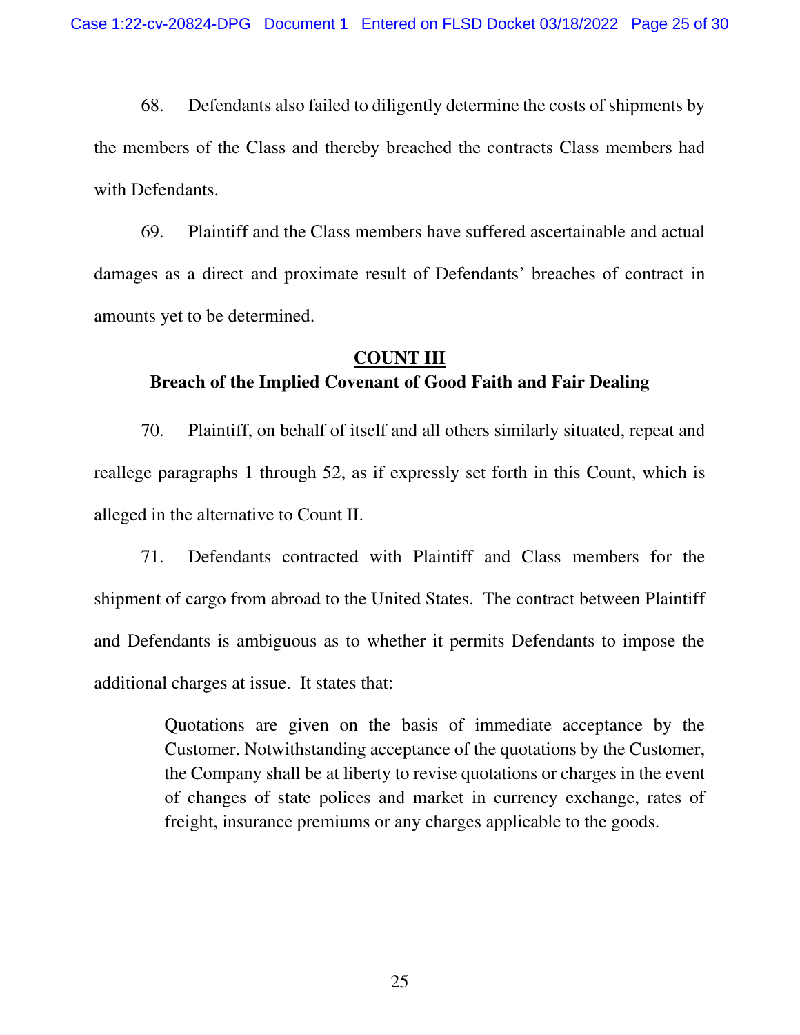68. Defendants also failed to diligently determine the costs of shipments by the members of the Class and thereby breached the contracts Class members had with Defendants.

69. Plaintiff and the Class members have suffered ascertainable and actual damages as a direct and proximate result of Defendants' breaches of contract in amounts yet to be determined.

## <u>COUNT III</u>

## Breach of the Implied Covenant of Good Faith and Fair Dealing

70. Plaintiff, on behalf of itself and all others similarly situated, repeat and reallege paragraphs 1 through 52, as if expressly set forth in this Count, which is alleged in the alternative to Count II.

71. Defendants contracted with Plaintiff and Class members for the shipment of cargo from abroad to the United States. The contract between Plaintiff and Defendants is ambiguous as to whether it permits Defendants to impose the additional charges at issue. It states that:

> Quotations are given on the basis of immediate acceptance by the Customer. Notwithstanding acceptance of the quotations by the Customer, the Company shall be at liberty to revise quotations or charges in the event of changes of state polices and market in currency exchange, rates of freight, insurance premiums or any charges applicable to the goods.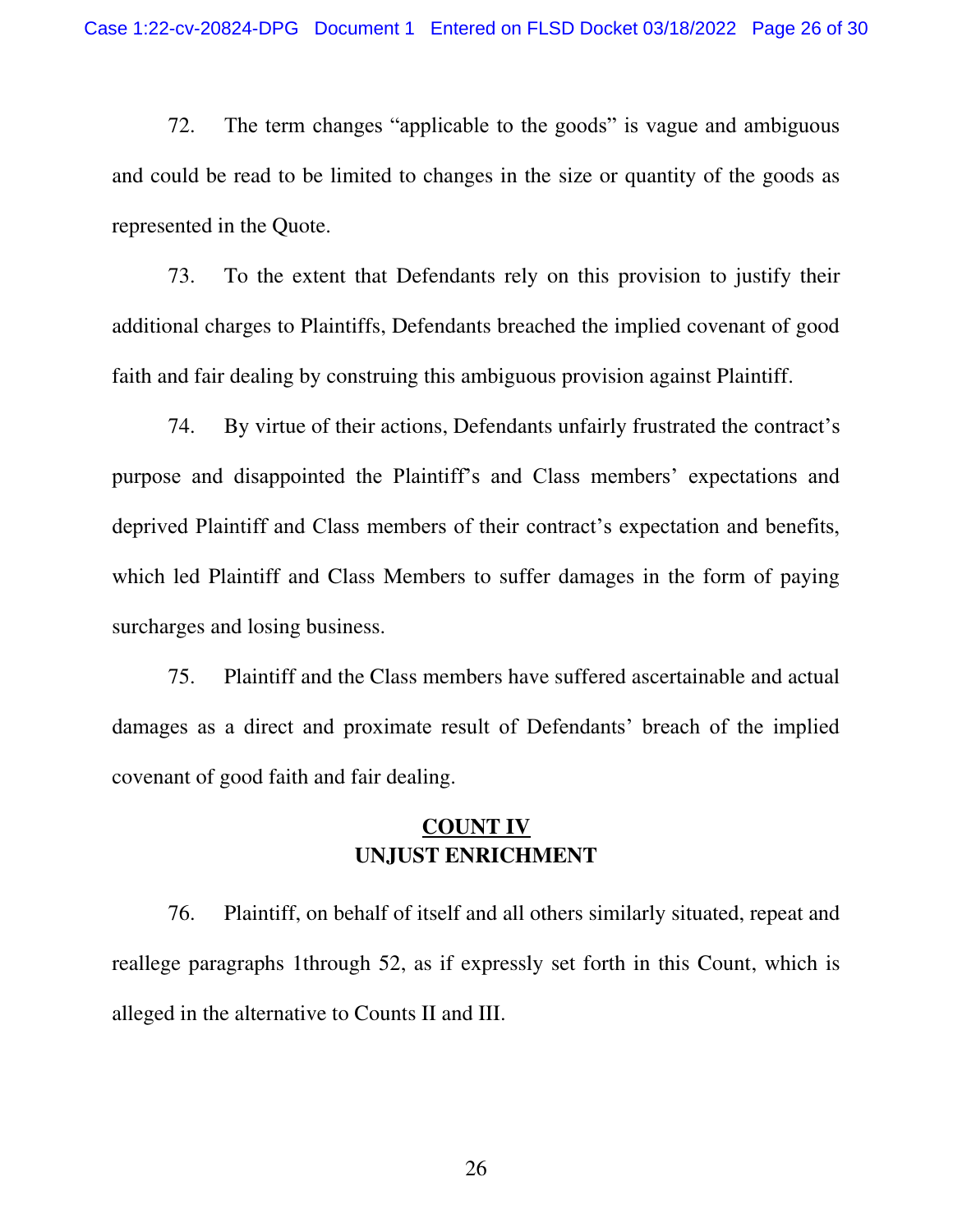72. The term changes "applicable to the goods" is vague and ambiguous and could be read to be limited to changes in the size or quantity of the goods as represented in the Quote.

73. To the extent that Defendants rely on this provision to justify their additional charges to Plaintiffs, Defendants breached the implied covenant of good faith and fair dealing by construing this ambiguous provision against Plaintiff.

74. By virtue of their actions, Defendants unfairly frustrated the contract's purpose and disappointed the Plaintiff's and Class members' expectations and deprived Plaintiff and Class members of their contract's expectation and benefits, which led Plaintiff and Class Members to suffer damages in the form of paying surcharges and losing business.

75. Plaintiff and the Class members have suffered ascertainable and actual damages as a direct and proximate result of Defendants' breach of the implied covenant of good faith and fair dealing.

## COUNT IV
## UNJUST ENRICHMENT

76. Plaintiff, on behalf of itself and all others similarly situated, repeat and reallege paragraphs 1through 52, as if expressly set forth in this Count, which is alleged in the alternative to Counts II and III.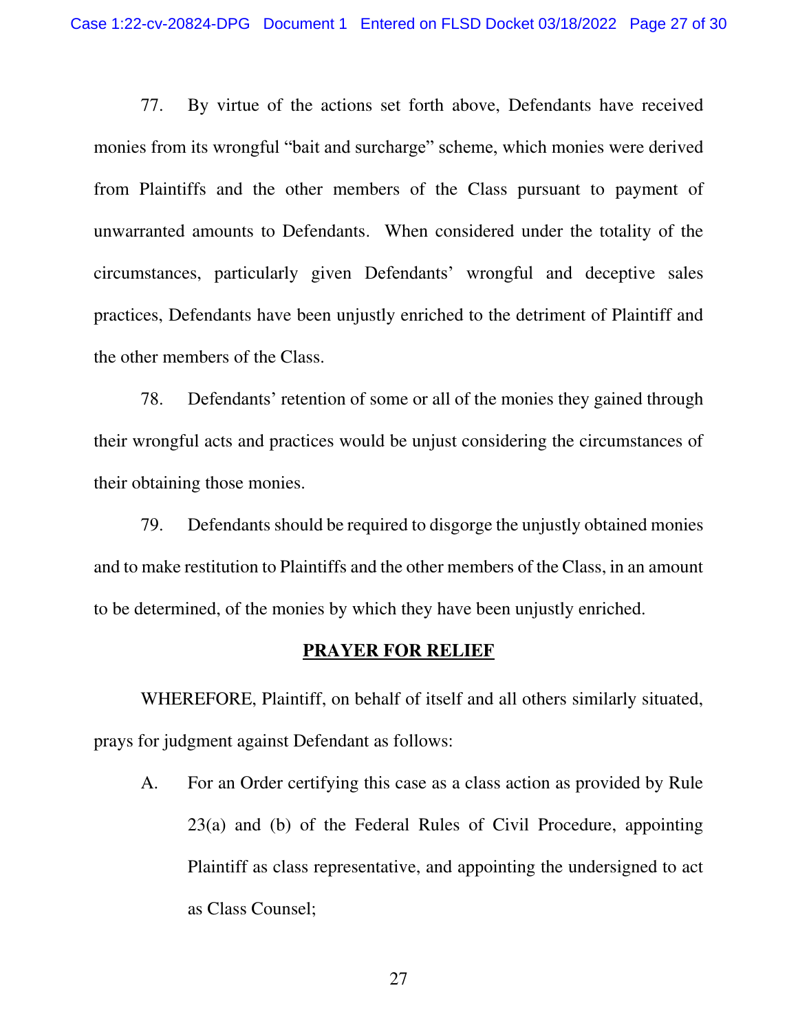77. By virtue of the actions set forth above, Defendants have received monies from its wrongful "bait and surcharge" scheme, which monies were derived from Plaintiffs and the other members of the Class pursuant to payment of unwarranted amounts to Defendants. When considered under the totality of the circumstances, particularly given Defendants' wrongful and deceptive sales practices, Defendants have been unjustly enriched to the detriment of Plaintiff and the other members of the Class.

78. Defendants' retention of some or all of the monies they gained through their wrongful acts and practices would be unjust considering the circumstances of their obtaining those monies.

79. Defendants should be required to disgorge the unjustly obtained monies and to make restitution to Plaintiffs and the other members of the Class, in an amount to be determined, of the monies by which they have been unjustly enriched.

## PRAYER FOR RELIEF

WHEREFORE, Plaintiff, on behalf of itself and all others similarly situated, prays for judgment against Defendant as follows:

A. For an Order certifying this case as a class action as provided by Rule 23(a) and (b) of the Federal Rules of Civil Procedure, appointing Plaintiff as class representative, and appointing the undersigned to act as Class Counsel;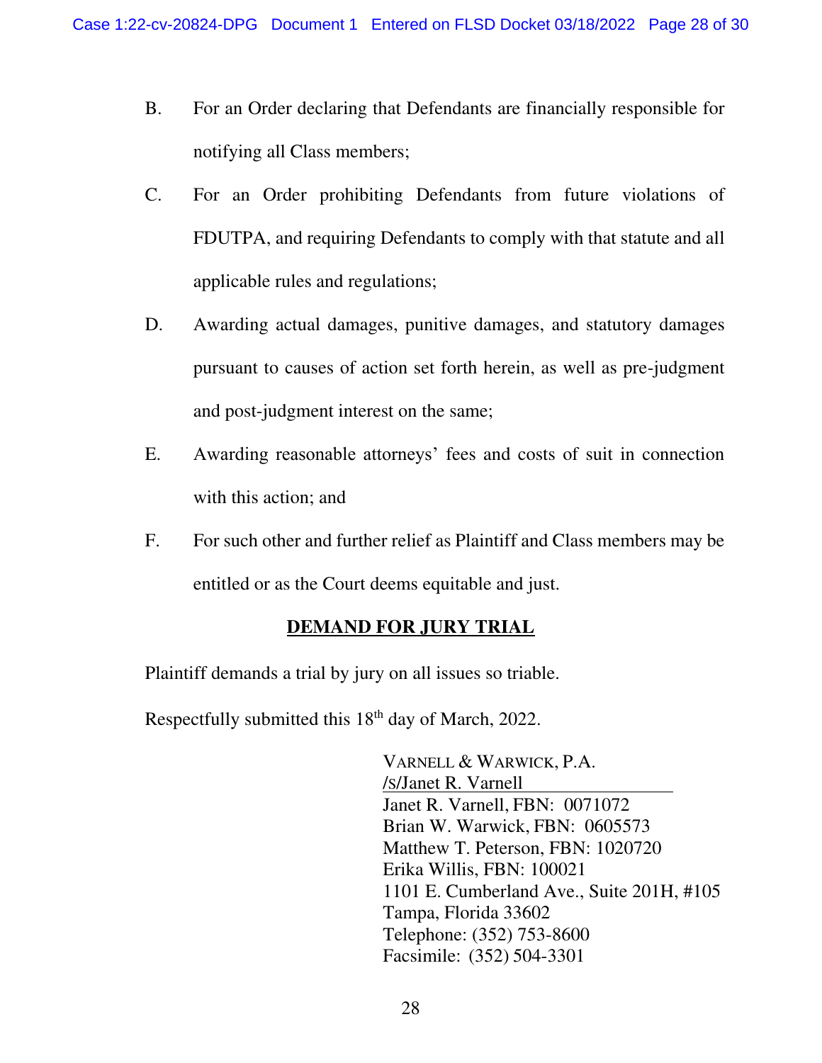B. For an Order declaring that Defendants are financially responsible for notifying all Class members;

C. For an Order prohibiting Defendants from future violations of FDUTPA, and requiring Defendants to comply with that statute and all applicable rules and regulations;

D. Awarding actual damages, punitive damages, and statutory damages pursuant to causes of action set forth herein, as well as pre-judgment and post-judgment interest on the same;

E. Awarding reasonable attorneys' fees and costs of suit in connection with this action; and

F. For such other and further relief as Plaintiff and Class members may be entitled or as the Court deems equitable and just.

## DEMAND FOR JURY TRIAL

Plaintiff demands a trial by jury on all issues so triable.

Respectfully submitted this 18th day of March, 2022.

VARNELL & WARWICK, P.A.
/s/Janet R. Varnell
Janet R. Varnell, FBN: 0071072
Brian W. Warwick, FBN: 0605573
Matthew T. Peterson, FBN: 1020720
Erika Willis, FBN: 100021
1101 E. Cumberland Ave., Suite 201H, #105
Tampa, Florida 33602
Telephone: (352) 753-8600
Facsimile: (352) 504-3301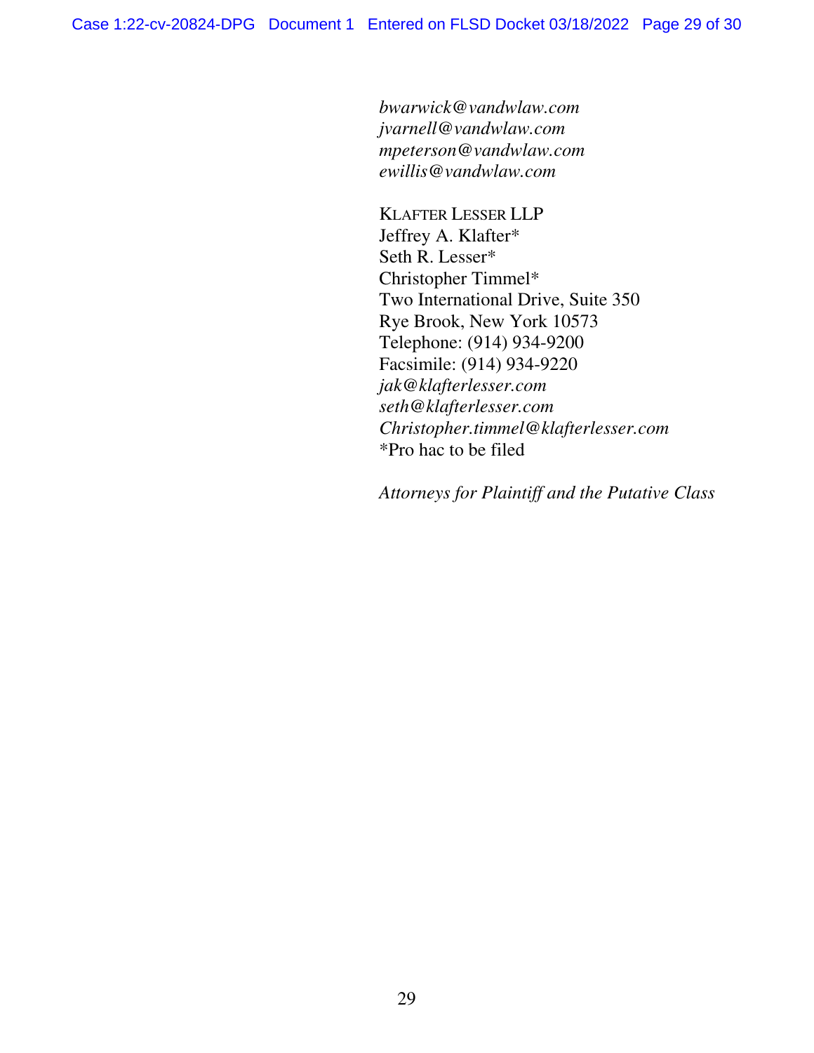*bwarwick@vandwlaw.com*
*jvarnell@vandwlaw.com*
*mpeterson@vandwlaw.com*
*ewillis@vandwlaw.com*

KLAFTER LESSER LLP
Jeffrey A. Klafter*
Seth R. Lesser*
Christopher Timmel*
Two International Drive, Suite 350
Rye Brook, New York 10573
Telephone: (914) 934-9200
Facsimile: (914) 934-9220
*jak@klafterlesser.com*
*seth@klafterlesser.com*
*Christopher.timmel@klafterlesser.com*
*Pro hac to be filed

*Attorneys for Plaintiff and the Putative Class*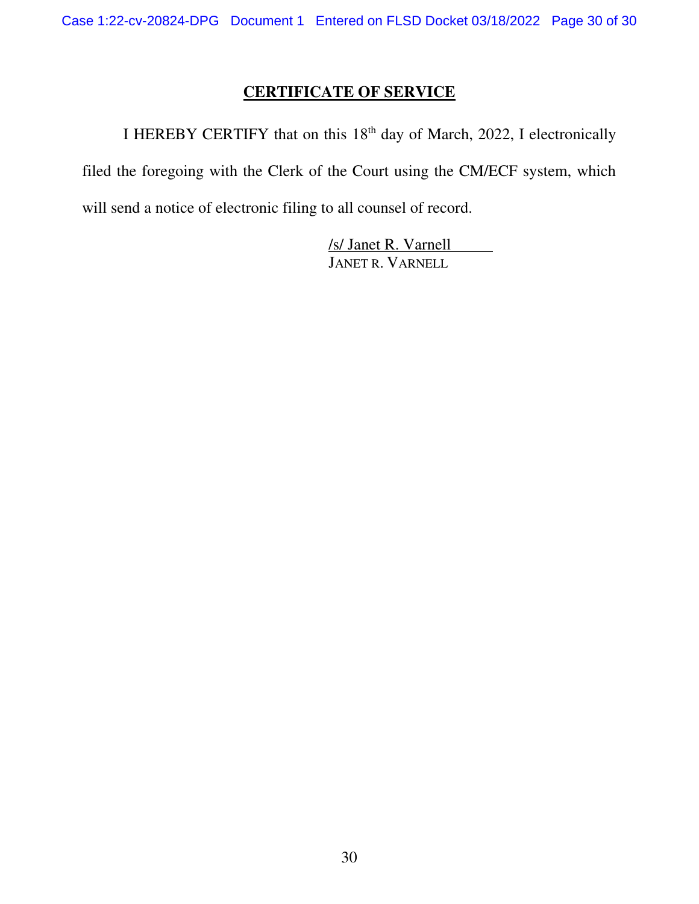## CERTIFICATE OF SERVICE

I HEREBY CERTIFY that on this 18th day of March, 2022, I electronically filed the foregoing with the Clerk of the Court using the CM/ECF system, which will send a notice of electronic filing to all counsel of record.

/s/ Janet R. Varnell
JANET R. VARNELL